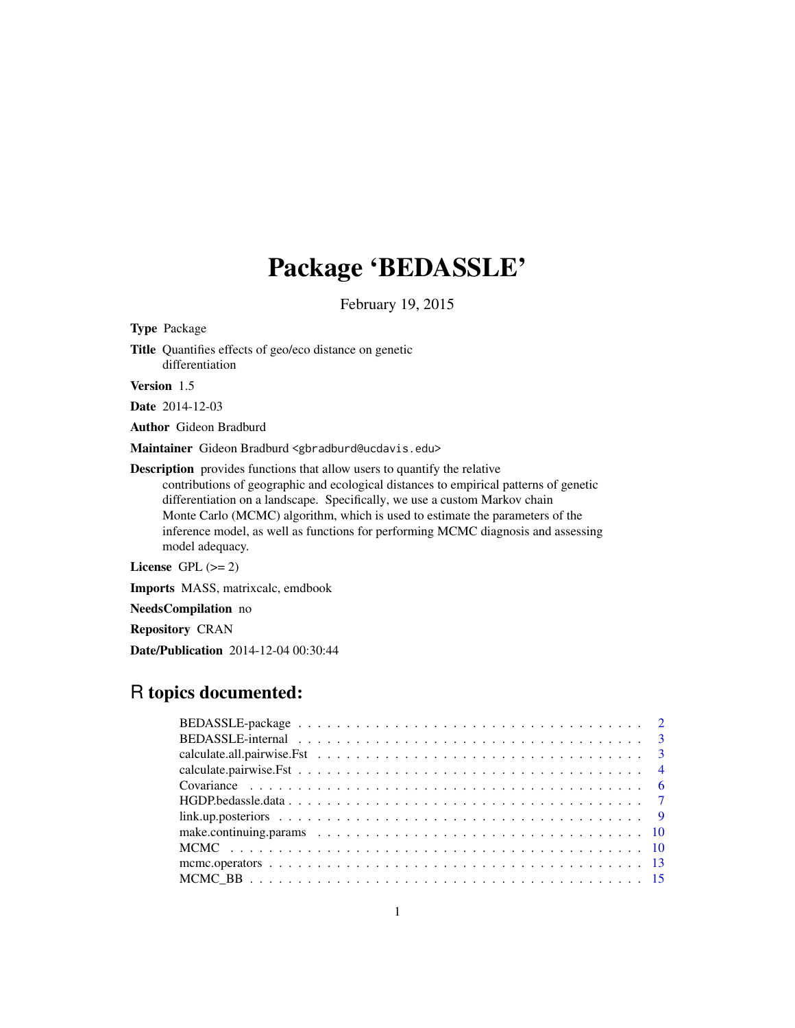# Package 'BEDASSLE'

February 19, 2015

**Type** Package

**Title** Quantifies effects of geo/eco distance on genetic differentiation

**Version** 1.5

**Date** 2014-12-03

**Author** Gideon Bradburd

**Maintainer** Gideon Bradburd <gbradburd@ucdavis.edu>

**Description** provides functions that allow users to quantify the relative contributions of geographic and ecological distances to empirical patterns of genetic differentiation on a landscape. Specifically, we use a custom Markov chain Monte Carlo (MCMC) algorithm, which is used to estimate the parameters of the inference model, as well as functions for performing MCMC diagnosis and assessing model adequacy.

**License** GPL (>= 2)

**Imports** MASS, matrixcalc, emdbook

**NeedsCompilation** no

**Repository** CRAN

**Date/Publication** 2014-12-04 00:30:44

## R topics documented:

| | |
|---|---|
| BEDASSLE-package | 2 |
| BEDASSLE-internal | 3 |
| calculate.all.pairwise.Fst | 3 |
| calculate.pairwise.Fst | 4 |
| Covariance | 6 |
| HGDP.bedassle.data | 7 |
| link.up.posteriors | 9 |
| make.continuing.params | 10 |
| MCMC | 10 |
| mcmc.operators | 13 |
| MCMC_BB | 15 |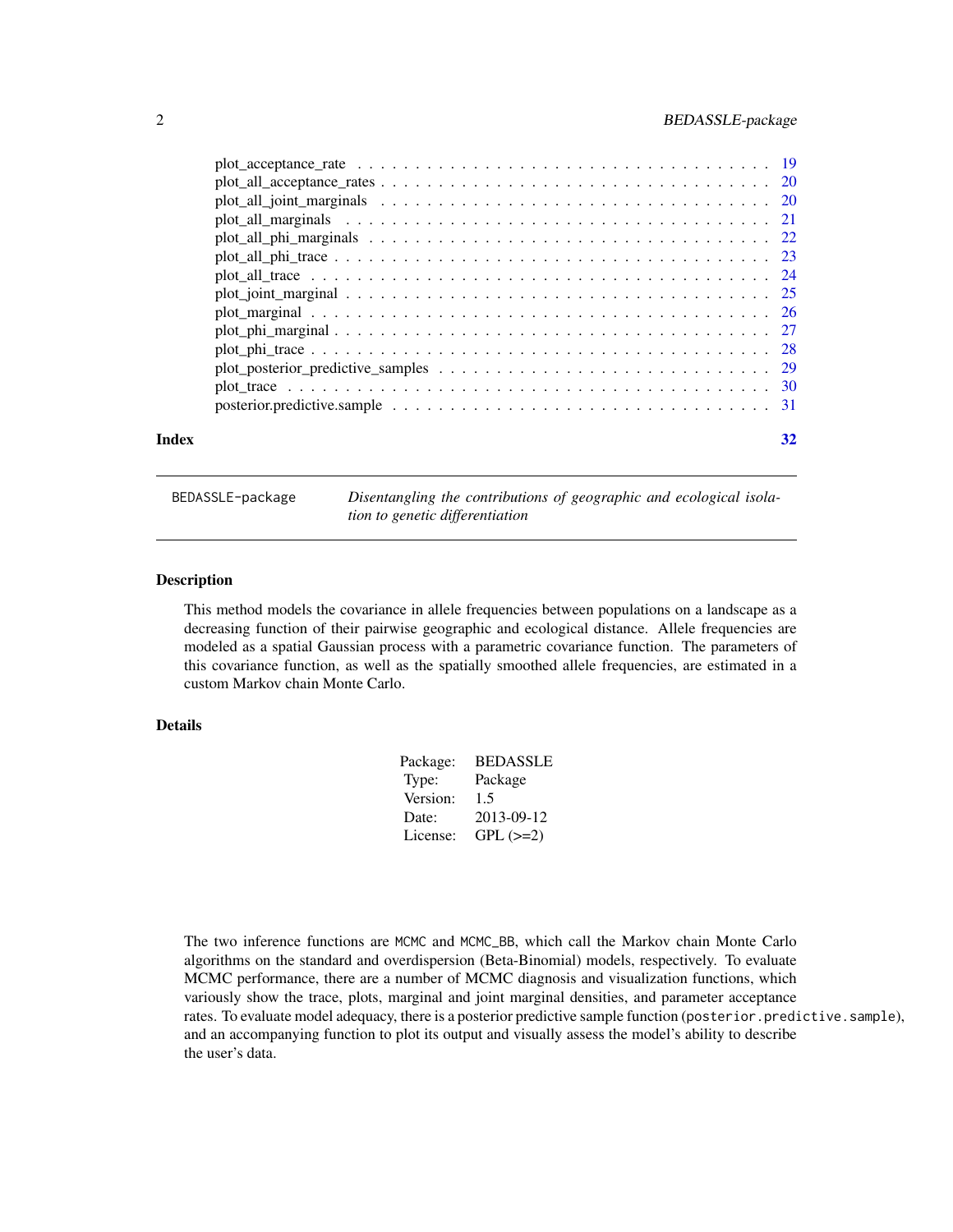| | |
|---|---|
| plot_acceptance_rate | 19 |
| plot_all_acceptance_rates | 20 |
| plot_all_joint_marginals | 20 |
| plot_all_marginals | 21 |
| plot_all_phi_marginals | 22 |
| plot_all_phi_trace | 23 |
| plot_all_trace | 24 |
| plot_joint_marginal | 25 |
| plot_marginal | 26 |
| plot_phi_marginal | 27 |
| plot_phi_trace | 28 |
| plot_posterior_predictive_samples | 29 |
| plot_trace | 30 |
| posterior.predictive.sample | 31 |

**Index** **32**

---

`BEDASSLE-package` *Disentangling the contributions of geographic and ecological isolation to genetic differentiation*

---

## Description

This method models the covariance in allele frequencies between populations on a landscape as a decreasing function of their pairwise geographic and ecological distance. Allele frequencies are modeled as a spatial Gaussian process with a parametric covariance function. The parameters of this covariance function, as well as the spatially smoothed allele frequencies, are estimated in a custom Markov chain Monte Carlo.

## Details

| | |
|---|---|
| Package: | BEDASSLE |
| Type: | Package |
| Version: | 1.5 |
| Date: | 2013-09-12 |
| License: | GPL (>=2) |

The two inference functions are `MCMC` and `MCMC_BB`, which call the Markov chain Monte Carlo algorithms on the standard and overdispersion (Beta-Binomial) models, respectively. To evaluate MCMC performance, there are a number of MCMC diagnosis and visualization functions, which variously show the trace, plots, marginal and joint marginal densities, and parameter acceptance rates. To evaluate model adequacy, there is a posterior predictive sample function (`posterior.predictive.sample`), and an accompanying function to plot its output and visually assess the model's ability to describe the user's data.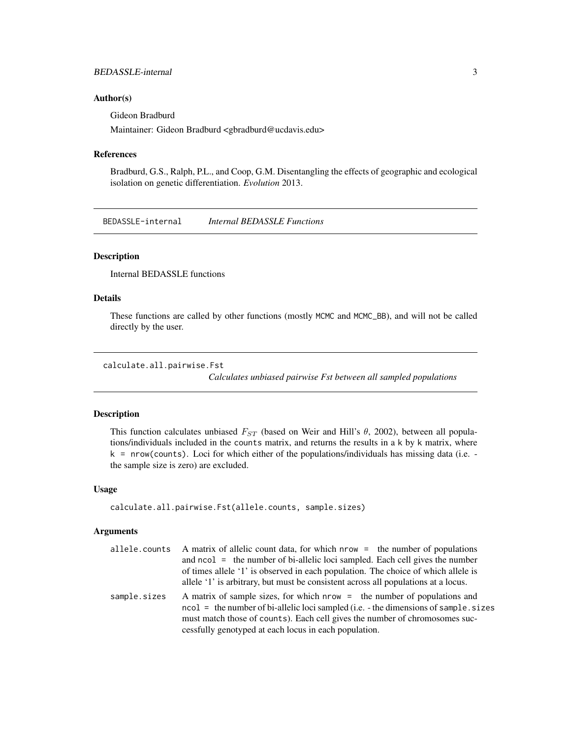### Author(s)

Gideon Bradburd

Maintainer: Gideon Bradburd <gbradburd@ucdavis.edu>

### References

Bradburd, G.S., Ralph, P.L., and Coop, G.M. Disentangling the effects of geographic and ecological isolation on genetic differentiation. *Evolution* 2013.

---

## BEDASSLE-internal — *Internal BEDASSLE Functions*

### Description

Internal BEDASSLE functions

### Details

These functions are called by other functions (mostly `MCMC` and `MCMC_BB`), and will not be called directly by the user.

---

## calculate.all.pairwise.Fst — *Calculates unbiased pairwise Fst between all sampled populations*

### Description

This function calculates unbiased $F_{ST}$ (based on Weir and Hill's $\theta$, 2002), between all populations/individuals included in the `counts` matrix, and returns the results in a `k` by `k` matrix, where `k = nrow(counts)`. Loci for which either of the populations/individuals has missing data (i.e. - the sample size is zero) are excluded.

### Usage

```
calculate.all.pairwise.Fst(allele.counts, sample.sizes)
```

### Arguments

| | |
|---|---|
| `allele.counts` | A matrix of allelic count data, for which `nrow =` the number of populations and `ncol =` the number of bi-allelic loci sampled. Each cell gives the number of times allele '1' is observed in each population. The choice of which allele is allele '1' is arbitrary, but must be consistent across all populations at a locus. |
| `sample.sizes` | A matrix of sample sizes, for which `nrow =` the number of populations and `ncol =` the number of bi-allelic loci sampled (i.e. - the dimensions of `sample.sizes` must match those of `counts`). Each cell gives the number of chromosomes successfully genotyped at each locus in each population. |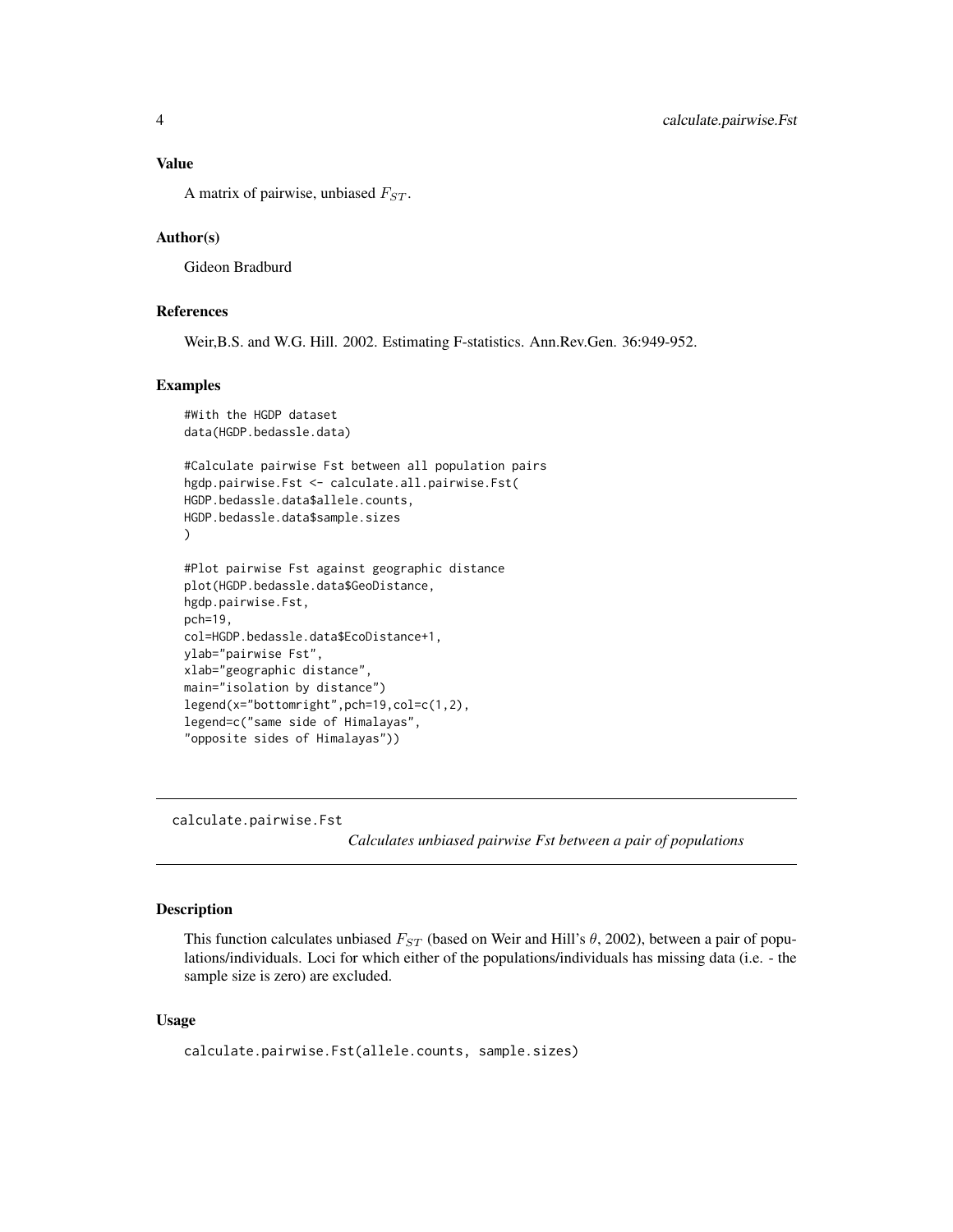## Value

A matrix of pairwise, unbiased $F_{ST}$.

## Author(s)

Gideon Bradburd

## References

Weir,B.S. and W.G. Hill. 2002. Estimating F-statistics. Ann.Rev.Gen. 36:949-952.

## Examples

```
#With the HGDP dataset
data(HGDP.bedassle.data)

#Calculate pairwise Fst between all population pairs
hgdp.pairwise.Fst <- calculate.all.pairwise.Fst(
HGDP.bedassle.data$allele.counts,
HGDP.bedassle.data$sample.sizes
)

#Plot pairwise Fst against geographic distance
plot(HGDP.bedassle.data$GeoDistance,
hgdp.pairwise.Fst,
pch=19,
col=HGDP.bedassle.data$EcoDistance+1,
ylab="pairwise Fst",
xlab="geographic distance",
main="isolation by distance")
legend(x="bottomright",pch=19,col=c(1,2),
legend=c("same side of Himalayas",
"opposite sides of Himalayas"))
```

---

# calculate.pairwise.Fst

*Calculates unbiased pairwise Fst between a pair of populations*

## Description

This function calculates unbiased $F_{ST}$ (based on Weir and Hill's $\theta$, 2002), between a pair of populations/individuals. Loci for which either of the populations/individuals has missing data (i.e. - the sample size is zero) are excluded.

## Usage

```
calculate.pairwise.Fst(allele.counts, sample.sizes)
```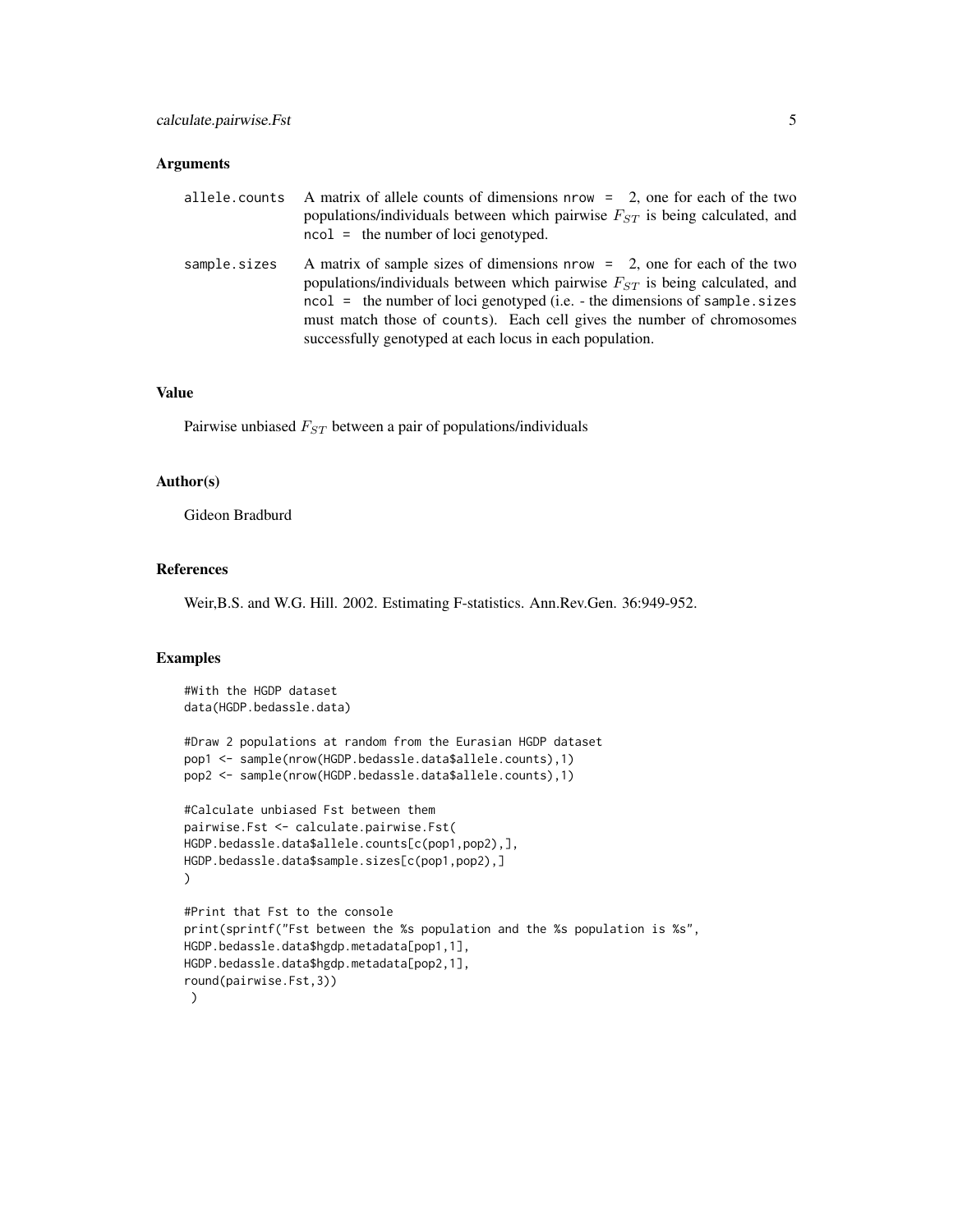### Arguments

- **allele.counts**: A matrix of allele counts of dimensions `nrow = 2`, one for each of the two populations/individuals between which pairwise $F_{ST}$ is being calculated, and `ncol =` the number of loci genotyped.
- **sample.sizes**: A matrix of sample sizes of dimensions `nrow = 2`, one for each of the two populations/individuals between which pairwise $F_{ST}$ is being calculated, and `ncol =` the number of loci genotyped (i.e. - the dimensions of `sample.sizes` must match those of `counts`). Each cell gives the number of chromosomes successfully genotyped at each locus in each population.

### Value

Pairwise unbiased $F_{ST}$ between a pair of populations/individuals

### Author(s)

Gideon Bradburd

### References

Weir,B.S. and W.G. Hill. 2002. Estimating F-statistics. Ann.Rev.Gen. 36:949-952.

### Examples

```
#With the HGDP dataset
data(HGDP.bedassle.data)

#Draw 2 populations at random from the Eurasian HGDP dataset
pop1 <- sample(nrow(HGDP.bedassle.data$allele.counts),1)
pop2 <- sample(nrow(HGDP.bedassle.data$allele.counts),1)

#Calculate unbiased Fst between them
pairwise.Fst <- calculate.pairwise.Fst(
HGDP.bedassle.data$allele.counts[c(pop1,pop2),],
HGDP.bedassle.data$sample.sizes[c(pop1,pop2),]
)

#Print that Fst to the console
print(sprintf("Fst between the %s population and the %s population is %s",
HGDP.bedassle.data$hgdp.metadata[pop1,1],
HGDP.bedassle.data$hgdp.metadata[pop2,1],
round(pairwise.Fst,3))
 )
```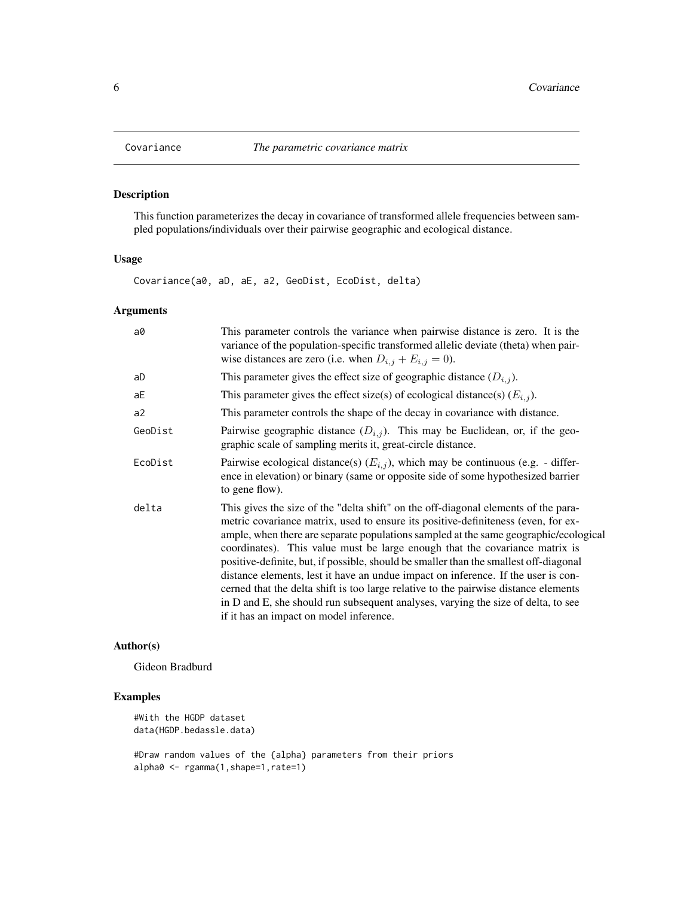# Covariance *The parametric covariance matrix*

## Description

This function parameterizes the decay in covariance of transformed allele frequencies between sampled populations/individuals over their pairwise geographic and ecological distance.

## Usage

```
Covariance(a0, aD, aE, a2, GeoDist, EcoDist, delta)
```

## Arguments

| | |
|---|---|
| a0 | This parameter controls the variance when pairwise distance is zero. It is the variance of the population-specific transformed allelic deviate (theta) when pairwise distances are zero (i.e. when $D_{i,j} + E_{i,j} = 0$). |
| aD | This parameter gives the effect size of geographic distance ($D_{i,j}$). |
| aE | This parameter gives the effect size(s) of ecological distance(s) ($E_{i,j}$). |
| a2 | This parameter controls the shape of the decay in covariance with distance. |
| GeoDist | Pairwise geographic distance ($D_{i,j}$). This may be Euclidean, or, if the geographic scale of sampling merits it, great-circle distance. |
| EcoDist | Pairwise ecological distance(s) ($E_{i,j}$), which may be continuous (e.g. - difference in elevation) or binary (same or opposite side of some hypothesized barrier to gene flow). |
| delta | This gives the size of the "delta shift" on the off-diagonal elements of the parametric covariance matrix, used to ensure its positive-definiteness (even, for example, when there are separate populations sampled at the same geographic/ecological coordinates). This value must be large enough that the covariance matrix is positive-definite, but, if possible, should be smaller than the smallest off-diagonal distance elements, lest it have an undue impact on inference. If the user is concerned that the delta shift is too large relative to the pairwise distance elements in D and E, she should run subsequent analyses, varying the size of delta, to see if it has an impact on model inference. |

## Author(s)

Gideon Bradburd

## Examples

```
#With the HGDP dataset
data(HGDP.bedassle.data)

#Draw random values of the {alpha} parameters from their priors
alpha0 <- rgamma(1,shape=1,rate=1)
```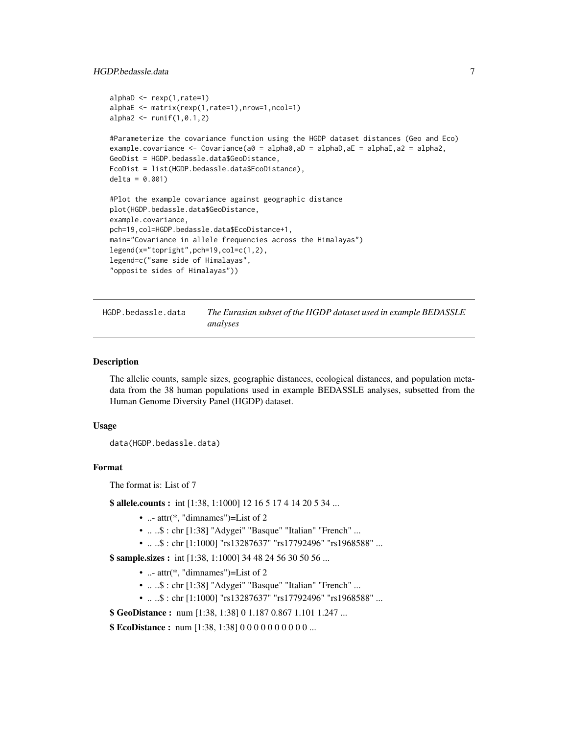```
alphaD <- rexp(1,rate=1)
alphaE <- matrix(rexp(1,rate=1),nrow=1,ncol=1)
alpha2 <- runif(1,0.1,2)

#Parameterize the covariance function using the HGDP dataset distances (Geo and Eco)
example.covariance <- Covariance(a0 = alpha0,aD = alphaD,aE = alphaE,a2 = alpha2,
GeoDist = HGDP.bedassle.data$GeoDistance,
EcoDist = list(HGDP.bedassle.data$EcoDistance),
delta = 0.001)

#Plot the example covariance against geographic distance
plot(HGDP.bedassle.data$GeoDistance,
example.covariance,
pch=19,col=HGDP.bedassle.data$EcoDistance+1,
main="Covariance in allele frequencies across the Himalayas")
legend(x="topright",pch=19,col=c(1,2),
legend=c("same side of Himalayas",
"opposite sides of Himalayas"))
```

## HGDP.bedassle.data — *The Eurasian subset of the HGDP dataset used in example BEDASSLE analyses*

### Description

The allelic counts, sample sizes, geographic distances, ecological distances, and population metadata from the 38 human populations used in example BEDASSLE analyses, subsetted from the Human Genome Diversity Panel (HGDP) dataset.

### Usage

```
data(HGDP.bedassle.data)
```

### Format

The format is: List of 7

**$ allele.counts :** int [1:38, 1:1000] 12 16 5 17 4 14 20 5 34 ...

- ..- attr(*, "dimnames")=List of 2
- .. ..$ : chr [1:38] "Adygei" "Basque" "Italian" "French" ...
- .. ..$ : chr [1:1000] "rs13287637" "rs17792496" "rs1968588" ...

**$ sample.sizes :** int [1:38, 1:1000] 34 48 24 56 30 50 56 ...

- ..- attr(*, "dimnames")=List of 2
- .. ..$ : chr [1:38] "Adygei" "Basque" "Italian" "French" ...
- .. ..$ : chr [1:1000] "rs13287637" "rs17792496" "rs1968588" ...

**$ GeoDistance :** num [1:38, 1:38] 0 1.187 0.867 1.101 1.247 ...

**$ EcoDistance :** num [1:38, 1:38] 0 0 0 0 0 0 0 0 0 0 ...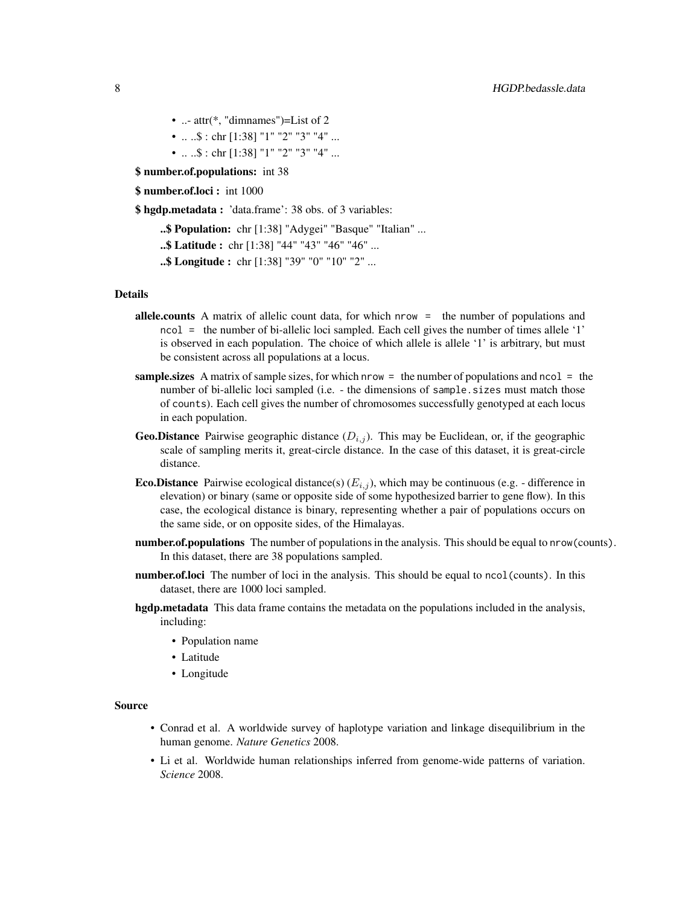- ..- attr(*, "dimnames")=List of 2
- .. ..$ : chr [1:38] "1" "2" "3" "4" ...
- .. ..$ : chr [1:38] "1" "2" "3" "4" ...

**$ number.of.populations:** int 38

**$ number.of.loci :** int 1000

**$ hgdp.metadata :** 'data.frame': 38 obs. of 3 variables:

**..$ Population:** chr [1:38] "Adygei" "Basque" "Italian" ...

**..$ Latitude :** chr [1:38] "44" "43" "46" "46" ...

**..$ Longitude :** chr [1:38] "39" "0" "10" "2" ...

## Details

**allele.counts** A matrix of allelic count data, for which `nrow =` the number of populations and `ncol =` the number of bi-allelic loci sampled. Each cell gives the number of times allele '1' is observed in each population. The choice of which allele is allele '1' is arbitrary, but must be consistent across all populations at a locus.

**sample.sizes** A matrix of sample sizes, for which `nrow =` the number of populations and `ncol =` the number of bi-allelic loci sampled (i.e. - the dimensions of `sample.sizes` must match those of `counts`). Each cell gives the number of chromosomes successfully genotyped at each locus in each population.

**Geo.Distance** Pairwise geographic distance ($D_{i,j}$). This may be Euclidean, or, if the geographic scale of sampling merits it, great-circle distance. In the case of this dataset, it is great-circle distance.

**Eco.Distance** Pairwise ecological distance(s) ($E_{i,j}$), which may be continuous (e.g. - difference in elevation) or binary (same or opposite side of some hypothesized barrier to gene flow). In this case, the ecological distance is binary, representing whether a pair of populations occurs on the same side, or on opposite sides, of the Himalayas.

**number.of.populations** The number of populations in the analysis. This should be equal to `nrow(counts)`. In this dataset, there are 38 populations sampled.

**number.of.loci** The number of loci in the analysis. This should be equal to `ncol(counts)`. In this dataset, there are 1000 loci sampled.

**hgdp.metadata** This data frame contains the metadata on the populations included in the analysis, including:

- Population name
- Latitude
- Longitude

## Source

- Conrad et al. A worldwide survey of haplotype variation and linkage disequilibrium in the human genome. *Nature Genetics* 2008.
- Li et al. Worldwide human relationships inferred from genome-wide patterns of variation. *Science* 2008.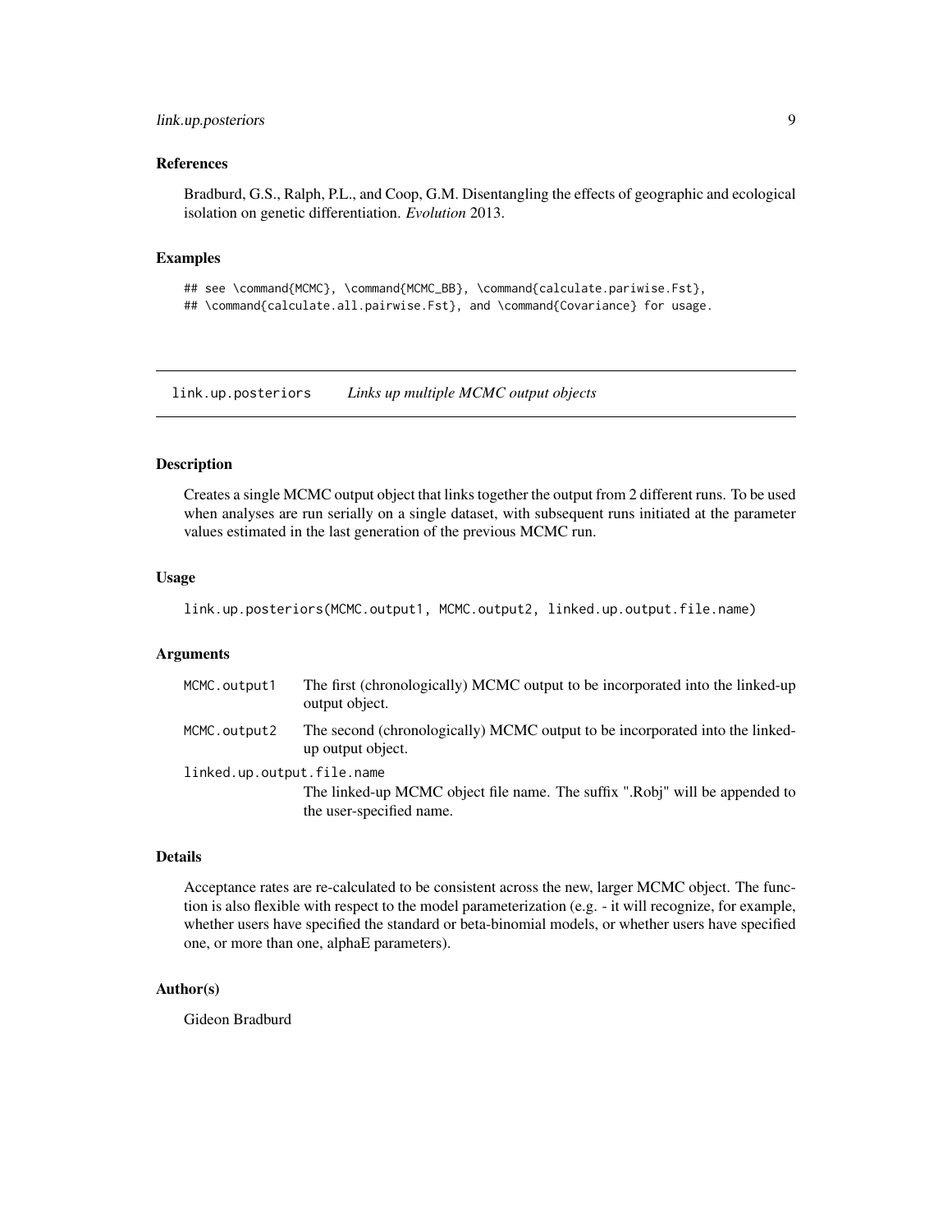### References

Bradburd, G.S., Ralph, P.L., and Coop, G.M. Disentangling the effects of geographic and ecological isolation on genetic differentiation. *Evolution* 2013.

### Examples

```
## see \command{MCMC}, \command{MCMC_BB}, \command{calculate.pariwise.Fst},
## \command{calculate.all.pairwise.Fst}, and \command{Covariance} for usage.
```

---

## link.up.posteriors *Links up multiple MCMC output objects*

---

### Description

Creates a single MCMC output object that links together the output from 2 different runs. To be used when analyses are run serially on a single dataset, with subsequent runs initiated at the parameter values estimated in the last generation of the previous MCMC run.

### Usage

```
link.up.posteriors(MCMC.output1, MCMC.output2, linked.up.output.file.name)
```

### Arguments

| | |
|---|---|
| MCMC.output1 | The first (chronologically) MCMC output to be incorporated into the linked-up output object. |
| MCMC.output2 | The second (chronologically) MCMC output to be incorporated into the linked-up output object. |
| linked.up.output.file.name | The linked-up MCMC object file name. The suffix ".Robj" will be appended to the user-specified name. |

### Details

Acceptance rates are re-calculated to be consistent across the new, larger MCMC object. The function is also flexible with respect to the model parameterization (e.g. - it will recognize, for example, whether users have specified the standard or beta-binomial models, or whether users have specified one, or more than one, alphaE parameters).

### Author(s)

Gideon Bradburd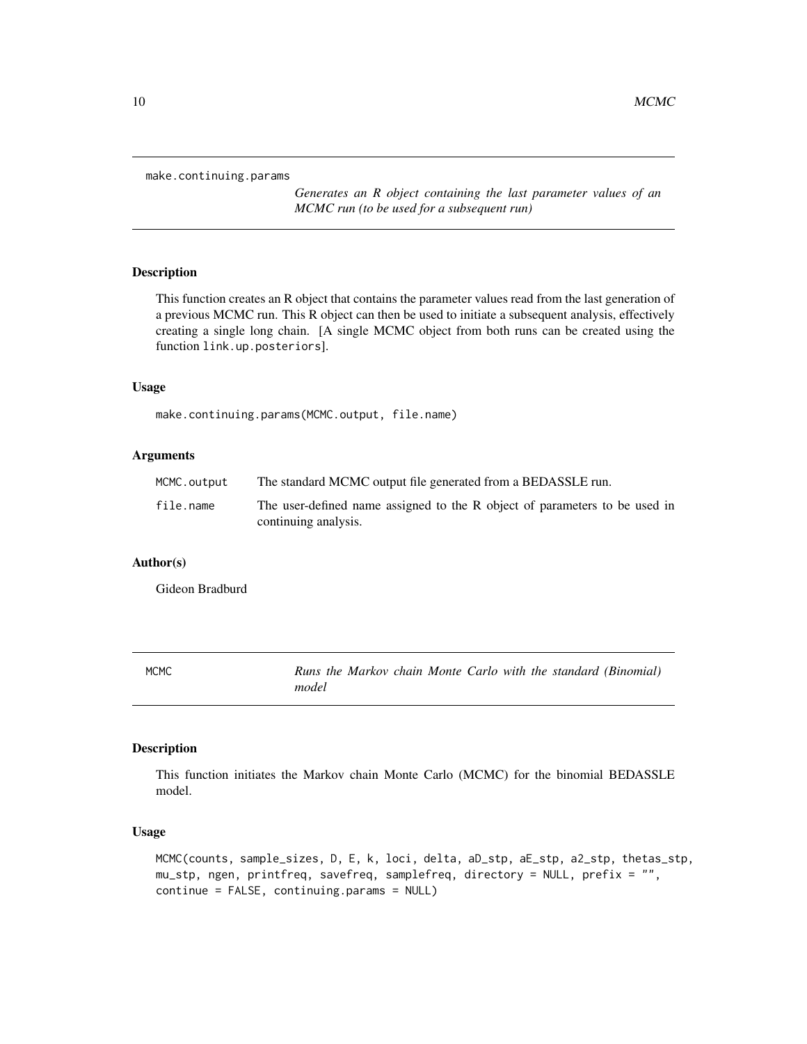## make.continuing.params

*Generates an R object containing the last parameter values of an MCMC run (to be used for a subsequent run)*

### Description

This function creates an R object that contains the parameter values read from the last generation of a previous MCMC run. This R object can then be used to initiate a subsequent analysis, effectively creating a single long chain. [A single MCMC object from both runs can be created using the function `link.up.posteriors`].

### Usage

```
make.continuing.params(MCMC.output, file.name)
```

### Arguments

| | |
|---|---|
| `MCMC.output` | The standard MCMC output file generated from a BEDASSLE run. |
| `file.name` | The user-defined name assigned to the R object of parameters to be used in continuing analysis. |

### Author(s)

Gideon Bradburd

## MCMC

*Runs the Markov chain Monte Carlo with the standard (Binomial) model*

### Description

This function initiates the Markov chain Monte Carlo (MCMC) for the binomial BEDASSLE model.

### Usage

```
MCMC(counts, sample_sizes, D, E, k, loci, delta, aD_stp, aE_stp, a2_stp, thetas_stp,
mu_stp, ngen, printfreq, savefreq, samplefreq, directory = NULL, prefix = "",
continue = FALSE, continuing.params = NULL)
```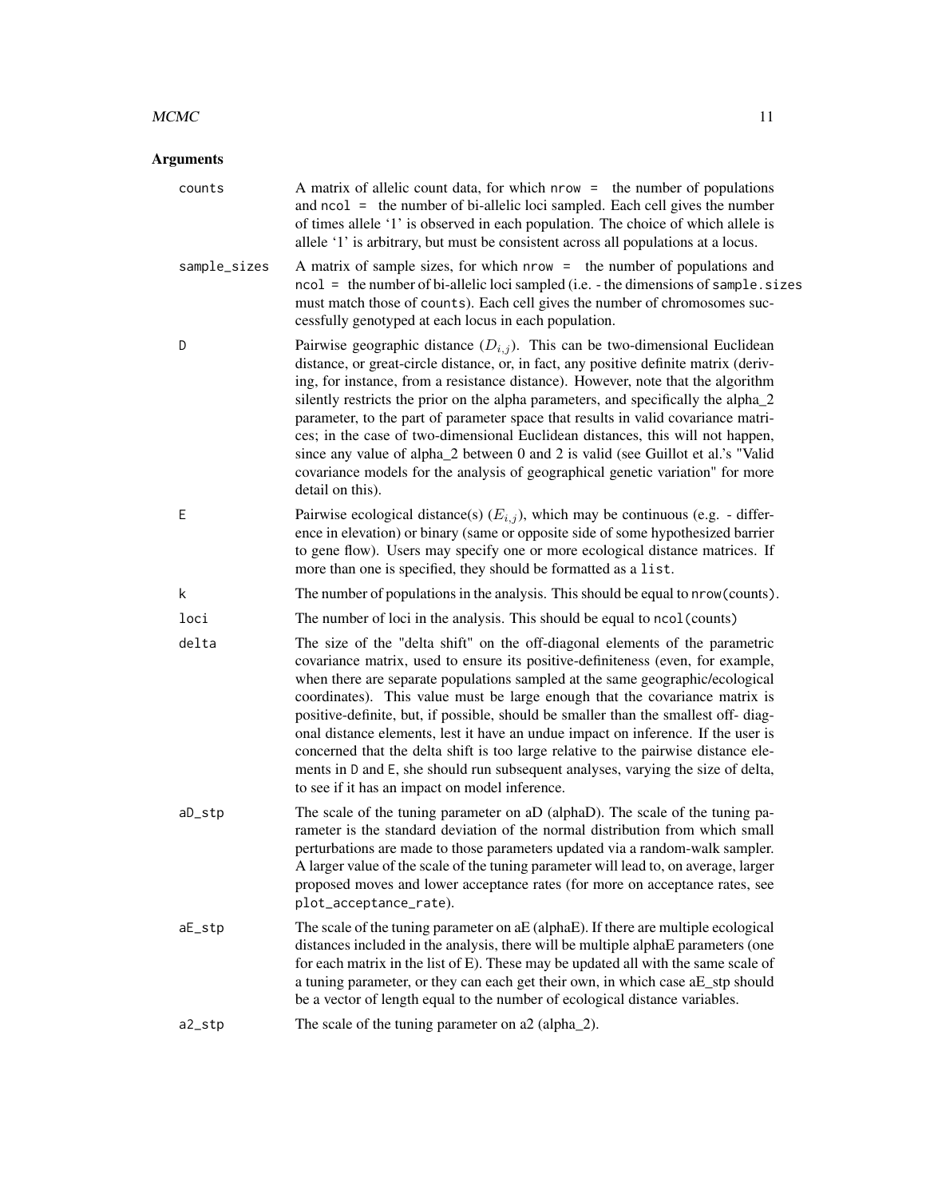## Arguments

**counts** A matrix of allelic count data, for which `nrow =` the number of populations and `ncol =` the number of bi-allelic loci sampled. Each cell gives the number of times allele '1' is observed in each population. The choice of which allele is allele '1' is arbitrary, but must be consistent across all populations at a locus.

**sample_sizes** A matrix of sample sizes, for which `nrow =` the number of populations and `ncol =` the number of bi-allelic loci sampled (i.e. - the dimensions of `sample.sizes` must match those of `counts`). Each cell gives the number of chromosomes successfully genotyped at each locus in each population.

**D** Pairwise geographic distance ($D_{i,j}$). This can be two-dimensional Euclidean distance, or great-circle distance, or, in fact, any positive definite matrix (deriving, for instance, from a resistance distance). However, note that the algorithm silently restricts the prior on the alpha parameters, and specifically the alpha_2 parameter, to the part of parameter space that results in valid covariance matrices; in the case of two-dimensional Euclidean distances, this will not happen, since any value of alpha_2 between 0 and 2 is valid (see Guillot et al.'s "Valid covariance models for the analysis of geographical genetic variation" for more detail on this).

**E** Pairwise ecological distance(s) ($E_{i,j}$), which may be continuous (e.g. - difference in elevation) or binary (same or opposite side of some hypothesized barrier to gene flow). Users may specify one or more ecological distance matrices. If more than one is specified, they should be formatted as a `list`.

**k** The number of populations in the analysis. This should be equal to `nrow(counts)`.

**loci** The number of loci in the analysis. This should be equal to `ncol(counts)`

**delta** The size of the "delta shift" on the off-diagonal elements of the parametric covariance matrix, used to ensure its positive-definiteness (even, for example, when there are separate populations sampled at the same geographic/ecological coordinates). This value must be large enough that the covariance matrix is positive-definite, but, if possible, should be smaller than the smallest off- diagonal distance elements, lest it have an undue impact on inference. If the user is concerned that the delta shift is too large relative to the pairwise distance elements in `D` and `E`, she should run subsequent analyses, varying the size of delta, to see if it has an impact on model inference.

**aD_stp** The scale of the tuning parameter on aD (alphaD). The scale of the tuning parameter is the standard deviation of the normal distribution from which small perturbations are made to those parameters updated via a random-walk sampler. A larger value of the scale of the tuning parameter will lead to, on average, larger proposed moves and lower acceptance rates (for more on acceptance rates, see `plot_acceptance_rate`).

**aE_stp** The scale of the tuning parameter on aE (alphaE). If there are multiple ecological distances included in the analysis, there will be multiple alphaE parameters (one for each matrix in the list of E). These may be updated all with the same scale of a tuning parameter, or they can each get their own, in which case aE_stp should be a vector of length equal to the number of ecological distance variables.

**a2_stp** The scale of the tuning parameter on a2 (alpha_2).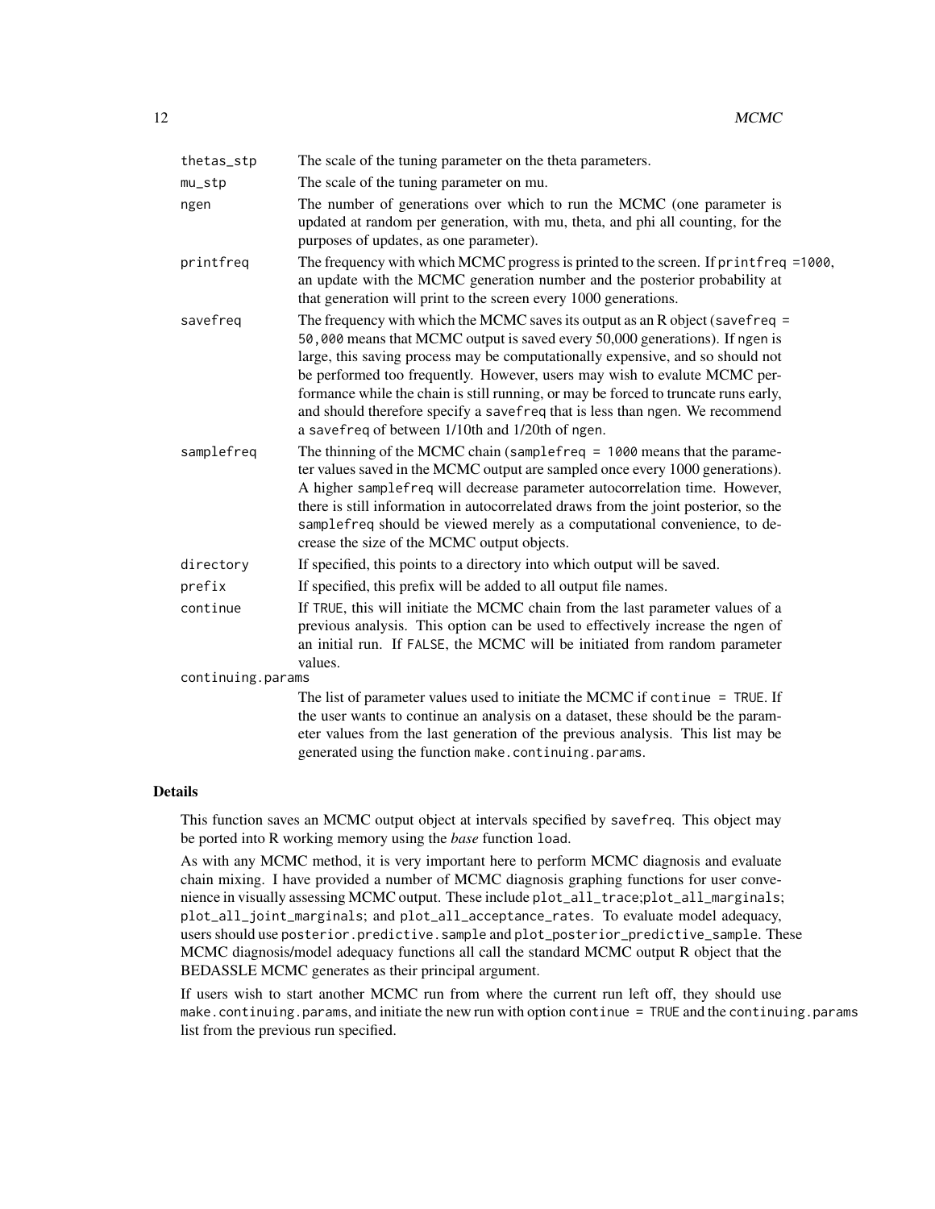| | |
|---|---|
| `thetas_stp` | The scale of the tuning parameter on the theta parameters. |
| `mu_stp` | The scale of the tuning parameter on mu. |
| `ngen` | The number of generations over which to run the MCMC (one parameter is updated at random per generation, with mu, theta, and phi all counting, for the purposes of updates, as one parameter). |
| `printfreq` | The frequency with which MCMC progress is printed to the screen. If `printfreq =1000`, an update with the MCMC generation number and the posterior probability at that generation will print to the screen every 1000 generations. |
| `savefreq` | The frequency with which the MCMC saves its output as an R object (`savefreq = 50,000` means that MCMC output is saved every 50,000 generations). If `ngen` is large, this saving process may be computationally expensive, and so should not be performed too frequently. However, users may wish to evalute MCMC performance while the chain is still running, or may be forced to truncate runs early, and should therefore specify a `savefreq` that is less than `ngen`. We recommend a `savefreq` of between 1/10th and 1/20th of `ngen`. |
| `samplefreq` | The thinning of the MCMC chain (`samplefreq = 1000` means that the parameter values saved in the MCMC output are sampled once every 1000 generations). A higher `samplefreq` will decrease parameter autocorrelation time. However, there is still information in autocorrelated draws from the joint posterior, so the `samplefreq` should be viewed merely as a computational convenience, to decrease the size of the MCMC output objects. |
| `directory` | If specified, this points to a directory into which output will be saved. |
| `prefix` | If specified, this prefix will be added to all output file names. |
| `continue` | If `TRUE`, this will initiate the MCMC chain from the last parameter values of a previous analysis. This option can be used to effectively increase the `ngen` of an initial run. If `FALSE`, the MCMC will be initiated from random parameter values. |
| `continuing.params` | The list of parameter values used to initiate the MCMC if `continue = TRUE`. If the user wants to continue an analysis on a dataset, these should be the parameter values from the last generation of the previous analysis. This list may be generated using the function `make.continuing.params`. |

## Details

This function saves an MCMC output object at intervals specified by `savefreq`. This object may be ported into R working memory using the *base* function `load`.

As with any MCMC method, it is very important here to perform MCMC diagnosis and evaluate chain mixing. I have provided a number of MCMC diagnosis graphing functions for user convenience in visually assessing MCMC output. These include `plot_all_trace`;`plot_all_marginals`; `plot_all_joint_marginals`; and `plot_all_acceptance_rates`. To evaluate model adequacy, users should use `posterior.predictive.sample` and `plot_posterior_predictive_sample`. These MCMC diagnosis/model adequacy functions all call the standard MCMC output R object that the BEDASSLE MCMC generates as their principal argument.

If users wish to start another MCMC run from where the current run left off, they should use `make.continuing.params`, and initiate the new run with option `continue = TRUE` and the `continuing.params` list from the previous run specified.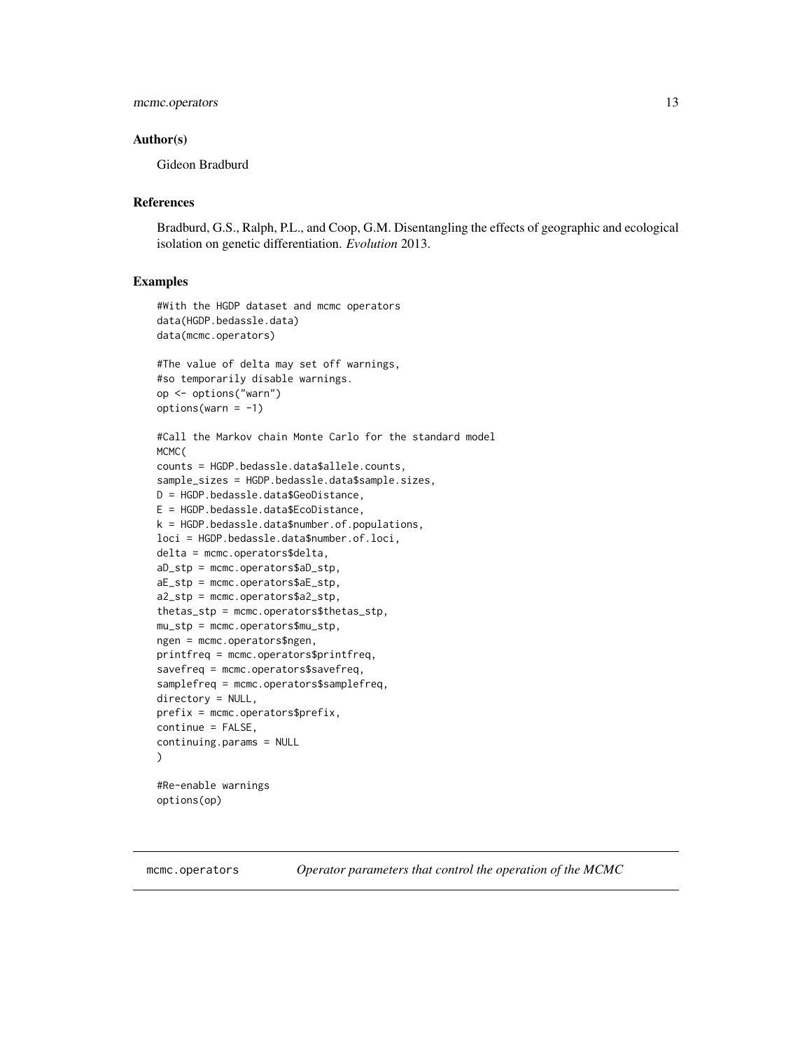### Author(s)

Gideon Bradburd

### References

Bradburd, G.S., Ralph, P.L., and Coop, G.M. Disentangling the effects of geographic and ecological isolation on genetic differentiation. *Evolution* 2013.

### Examples

```
#With the HGDP dataset and mcmc operators
data(HGDP.bedassle.data)
data(mcmc.operators)

#The value of delta may set off warnings,
#so temporarily disable warnings.
op <- options("warn")
options(warn = -1)

#Call the Markov chain Monte Carlo for the standard model
MCMC(
counts = HGDP.bedassle.data$allele.counts,
sample_sizes = HGDP.bedassle.data$sample.sizes,
D = HGDP.bedassle.data$GeoDistance,
E = HGDP.bedassle.data$EcoDistance,
k = HGDP.bedassle.data$number.of.populations,
loci = HGDP.bedassle.data$number.of.loci,
delta = mcmc.operators$delta,
aD_stp = mcmc.operators$aD_stp,
aE_stp = mcmc.operators$aE_stp,
a2_stp = mcmc.operators$a2_stp,
thetas_stp = mcmc.operators$thetas_stp,
mu_stp = mcmc.operators$mu_stp,
ngen = mcmc.operators$ngen,
printfreq = mcmc.operators$printfreq,
savefreq = mcmc.operators$savefreq,
samplefreq = mcmc.operators$samplefreq,
directory = NULL,
prefix = mcmc.operators$prefix,
continue = FALSE,
continuing.params = NULL
)

#Re-enable warnings
options(op)
```

---

mcmc.operators *Operator parameters that control the operation of the MCMC*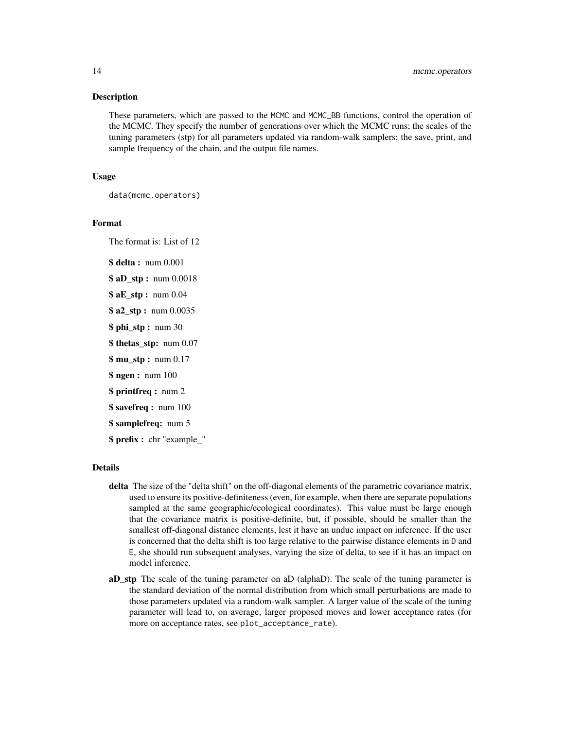## Description

These parameters, which are passed to the `MCMC` and `MCMC_BB` functions, control the operation of the MCMC. They specify the number of generations over which the MCMC runs; the scales of the tuning parameters (stp) for all parameters updated via random-walk samplers; the save, print, and sample frequency of the chain, and the output file names.

## Usage

```
data(mcmc.operators)
```

## Format

The format is: List of 12

**$ delta :** num 0.001

**$ aD_stp :** num 0.0018

**$ aE_stp :** num 0.04

**$ a2_stp :** num 0.0035

**$ phi_stp :** num 30

**$ thetas_stp:** num 0.07

**$ mu_stp :** num 0.17

**$ ngen :** num 100

**$ printfreq :** num 2

**$ savefreq :** num 100

**$ samplefreq:** num 5

**$ prefix :** chr "example_"

## Details

**delta** The size of the "delta shift" on the off-diagonal elements of the parametric covariance matrix, used to ensure its positive-definiteness (even, for example, when there are separate populations sampled at the same geographic/ecological coordinates). This value must be large enough that the covariance matrix is positive-definite, but, if possible, should be smaller than the smallest off-diagonal distance elements, lest it have an undue impact on inference. If the user is concerned that the delta shift is too large relative to the pairwise distance elements in `D` and `E`, she should run subsequent analyses, varying the size of delta, to see if it has an impact on model inference.

**aD_stp** The scale of the tuning parameter on aD (alphaD). The scale of the tuning parameter is the standard deviation of the normal distribution from which small perturbations are made to those parameters updated via a random-walk sampler. A larger value of the scale of the tuning parameter will lead to, on average, larger proposed moves and lower acceptance rates (for more on acceptance rates, see `plot_acceptance_rate`).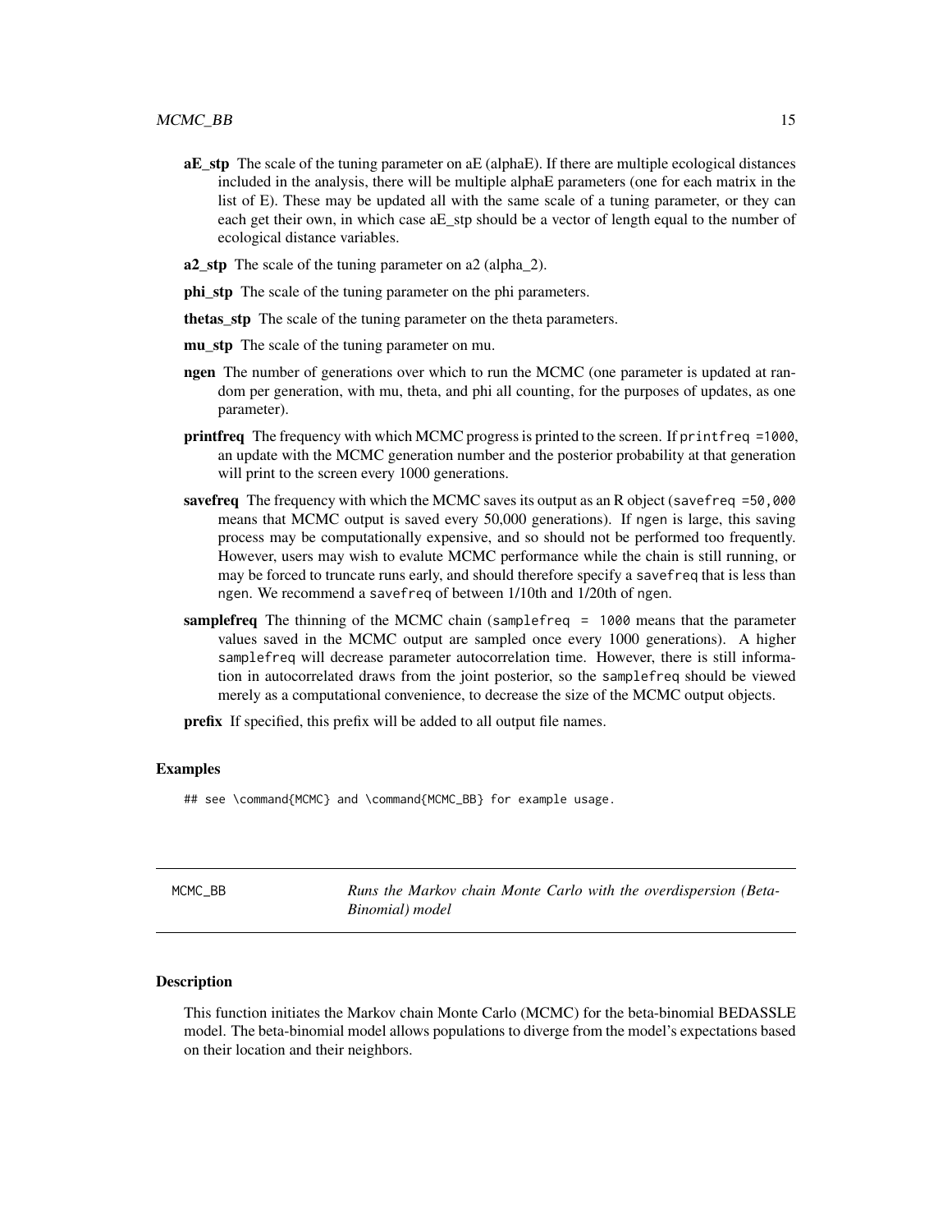**aE_stp** The scale of the tuning parameter on aE (alphaE). If there are multiple ecological distances included in the analysis, there will be multiple alphaE parameters (one for each matrix in the list of E). These may be updated all with the same scale of a tuning parameter, or they can each get their own, in which case aE_stp should be a vector of length equal to the number of ecological distance variables.

**a2_stp** The scale of the tuning parameter on a2 (alpha_2).

**phi_stp** The scale of the tuning parameter on the phi parameters.

**thetas_stp** The scale of the tuning parameter on the theta parameters.

**mu_stp** The scale of the tuning parameter on mu.

**ngen** The number of generations over which to run the MCMC (one parameter is updated at random per generation, with mu, theta, and phi all counting, for the purposes of updates, as one parameter).

**printfreq** The frequency with which MCMC progress is printed to the screen. If `printfreq =1000`, an update with the MCMC generation number and the posterior probability at that generation will print to the screen every 1000 generations.

**savefreq** The frequency with which the MCMC saves its output as an R object (`savefreq =50,000` means that MCMC output is saved every 50,000 generations). If `ngen` is large, this saving process may be computationally expensive, and so should not be performed too frequently. However, users may wish to evalute MCMC performance while the chain is still running, or may be forced to truncate runs early, and should therefore specify a `savefreq` that is less than `ngen`. We recommend a `savefreq` of between 1/10th and 1/20th of `ngen`.

**samplefreq** The thinning of the MCMC chain (`samplefreq = 1000` means that the parameter values saved in the MCMC output are sampled once every 1000 generations). A higher `samplefreq` will decrease parameter autocorrelation time. However, there is still information in autocorrelated draws from the joint posterior, so the `samplefreq` should be viewed merely as a computational convenience, to decrease the size of the MCMC output objects.

**prefix** If specified, this prefix will be added to all output file names.

### Examples

```
## see \command{MCMC} and \command{MCMC_BB} for example usage.
```

---

## MCMC_BB *Runs the Markov chain Monte Carlo with the overdispersion (Beta-Binomial) model*

### Description

This function initiates the Markov chain Monte Carlo (MCMC) for the beta-binomial BEDASSLE model. The beta-binomial model allows populations to diverge from the model's expectations based on their location and their neighbors.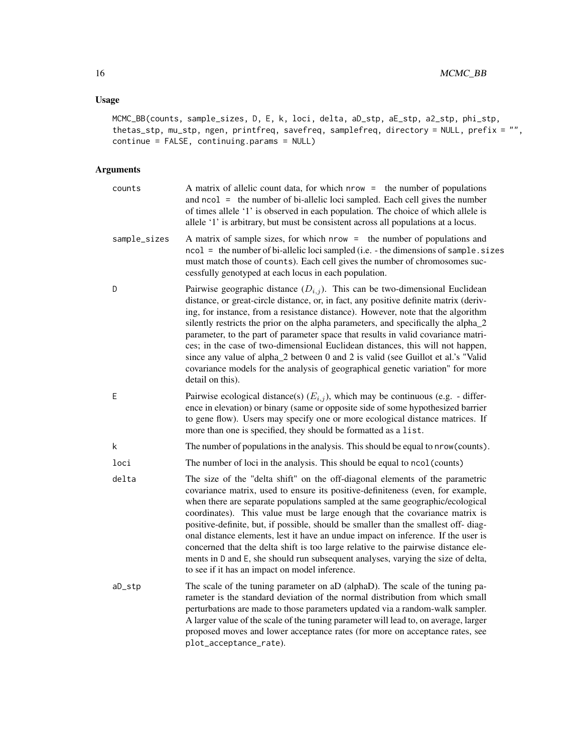## Usage

```
MCMC_BB(counts, sample_sizes, D, E, k, loci, delta, aD_stp, aE_stp, a2_stp, phi_stp,
thetas_stp, mu_stp, ngen, printfreq, savefreq, samplefreq, directory = NULL, prefix = "",
continue = FALSE, continuing.params = NULL)
```

## Arguments

| | |
|---|---|
| counts | A matrix of allelic count data, for which `nrow =` the number of populations and `ncol =` the number of bi-allelic loci sampled. Each cell gives the number of times allele '1' is observed in each population. The choice of which allele is allele '1' is arbitrary, but must be consistent across all populations at a locus. |
| sample_sizes | A matrix of sample sizes, for which `nrow =` the number of populations and `ncol =` the number of bi-allelic loci sampled (i.e. - the dimensions of `sample.sizes` must match those of `counts`). Each cell gives the number of chromosomes successfully genotyped at each locus in each population. |
| D | Pairwise geographic distance ($D_{i,j}$). This can be two-dimensional Euclidean distance, or great-circle distance, or, in fact, any positive definite matrix (deriving, for instance, from a resistance distance). However, note that the algorithm silently restricts the prior on the alpha parameters, and specifically the alpha_2 parameter, to the part of parameter space that results in valid covariance matrices; in the case of two-dimensional Euclidean distances, this will not happen, since any value of alpha_2 between 0 and 2 is valid (see Guillot et al.'s "Valid covariance models for the analysis of geographical genetic variation" for more detail on this). |
| E | Pairwise ecological distance(s) ($E_{i,j}$), which may be continuous (e.g. - difference in elevation) or binary (same or opposite side of some hypothesized barrier to gene flow). Users may specify one or more ecological distance matrices. If more than one is specified, they should be formatted as a `list`. |
| k | The number of populations in the analysis. This should be equal to `nrow(counts)`. |
| loci | The number of loci in the analysis. This should be equal to `ncol(counts)` |
| delta | The size of the "delta shift" on the off-diagonal elements of the parametric covariance matrix, used to ensure its positive-definiteness (even, for example, when there are separate populations sampled at the same geographic/ecological coordinates). This value must be large enough that the covariance matrix is positive-definite, but, if possible, should be smaller than the smallest off- diagonal distance elements, lest it have an undue impact on inference. If the user is concerned that the delta shift is too large relative to the pairwise distance elements in D and E, she should run subsequent analyses, varying the size of delta, to see if it has an impact on model inference. |
| aD_stp | The scale of the tuning parameter on aD (alphaD). The scale of the tuning parameter is the standard deviation of the normal distribution from which small perturbations are made to those parameters updated via a random-walk sampler. A larger value of the scale of the tuning parameter will lead to, on average, larger proposed moves and lower acceptance rates (for more on acceptance rates, see `plot_acceptance_rate`). |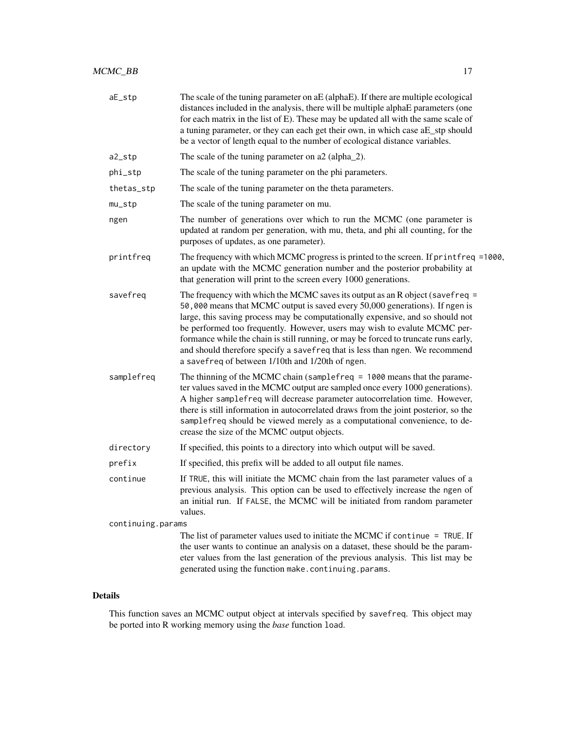| | |
|---|---|
| aE_stp | The scale of the tuning parameter on aE (alphaE). If there are multiple ecological distances included in the analysis, there will be multiple alphaE parameters (one for each matrix in the list of E). These may be updated all with the same scale of a tuning parameter, or they can each get their own, in which case aE_stp should be a vector of length equal to the number of ecological distance variables. |
| a2_stp | The scale of the tuning parameter on a2 (alpha_2). |
| phi_stp | The scale of the tuning parameter on the phi parameters. |
| thetas_stp | The scale of the tuning parameter on the theta parameters. |
| mu_stp | The scale of the tuning parameter on mu. |
| ngen | The number of generations over which to run the MCMC (one parameter is updated at random per generation, with mu, theta, and phi all counting, for the purposes of updates, as one parameter). |
| printfreq | The frequency with which MCMC progress is printed to the screen. If `printfreq =1000`, an update with the MCMC generation number and the posterior probability at that generation will print to the screen every 1000 generations. |
| savefreq | The frequency with which the MCMC saves its output as an R object (`savefreq = 50,000` means that MCMC output is saved every 50,000 generations). If `ngen` is large, this saving process may be computationally expensive, and so should not be performed too frequently. However, users may wish to evalute MCMC performance while the chain is still running, or may be forced to truncate runs early, and should therefore specify a `savefreq` that is less than `ngen`. We recommend a `savefreq` of between 1/10th and 1/20th of `ngen`. |
| samplefreq | The thinning of the MCMC chain (`samplefreq = 1000` means that the parameter values saved in the MCMC output are sampled once every 1000 generations). A higher `samplefreq` will decrease parameter autocorrelation time. However, there is still information in autocorrelated draws from the joint posterior, so the `samplefreq` should be viewed merely as a computational convenience, to decrease the size of the MCMC output objects. |
| directory | If specified, this points to a directory into which output will be saved. |
| prefix | If specified, this prefix will be added to all output file names. |
| continue | If `TRUE`, this will initiate the MCMC chain from the last parameter values of a previous analysis. This option can be used to effectively increase the `ngen` of an initial run. If `FALSE`, the MCMC will be initiated from random parameter values. |
| continuing.params | The list of parameter values used to initiate the MCMC if `continue = TRUE`. If the user wants to continue an analysis on a dataset, these should be the parameter values from the last generation of the previous analysis. This list may be generated using the function `make.continuing.params`. |

## Details

This function saves an MCMC output object at intervals specified by `savefreq`. This object may be ported into R working memory using the *base* function `load`.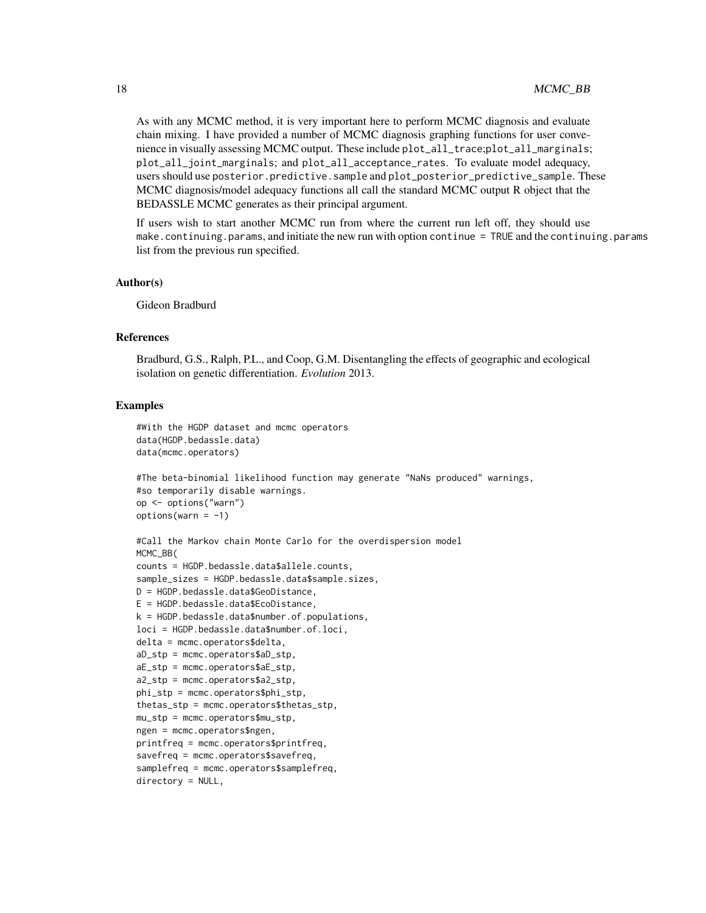As with any MCMC method, it is very important here to perform MCMC diagnosis and evaluate chain mixing. I have provided a number of MCMC diagnosis graphing functions for user convenience in visually assessing MCMC output. These include `plot_all_trace`;`plot_all_marginals`; `plot_all_joint_marginals`; and `plot_all_acceptance_rates`. To evaluate model adequacy, users should use `posterior.predictive.sample` and `plot_posterior_predictive_sample`. These MCMC diagnosis/model adequacy functions all call the standard MCMC output R object that the BEDASSLE MCMC generates as their principal argument.

If users wish to start another MCMC run from where the current run left off, they should use `make.continuing.params`, and initiate the new run with option `continue = TRUE` and the `continuing.params` list from the previous run specified.

### Author(s)

Gideon Bradburd

### References

Bradburd, G.S., Ralph, P.L., and Coop, G.M. Disentangling the effects of geographic and ecological isolation on genetic differentiation. *Evolution* 2013.

### Examples

```
#With the HGDP dataset and mcmc operators
data(HGDP.bedassle.data)
data(mcmc.operators)

#The beta-binomial likelihood function may generate "NaNs produced" warnings,
#so temporarily disable warnings.
op <- options("warn")
options(warn = -1)

#Call the Markov chain Monte Carlo for the overdispersion model
MCMC_BB(
counts = HGDP.bedassle.data$allele.counts,
sample_sizes = HGDP.bedassle.data$sample.sizes,
D = HGDP.bedassle.data$GeoDistance,
E = HGDP.bedassle.data$EcoDistance,
k = HGDP.bedassle.data$number.of.populations,
loci = HGDP.bedassle.data$number.of.loci,
delta = mcmc.operators$delta,
aD_stp = mcmc.operators$aD_stp,
aE_stp = mcmc.operators$aE_stp,
a2_stp = mcmc.operators$a2_stp,
phi_stp = mcmc.operators$phi_stp,
thetas_stp = mcmc.operators$thetas_stp,
mu_stp = mcmc.operators$mu_stp,
ngen = mcmc.operators$ngen,
printfreq = mcmc.operators$printfreq,
savefreq = mcmc.operators$savefreq,
samplefreq = mcmc.operators$samplefreq,
directory = NULL,
```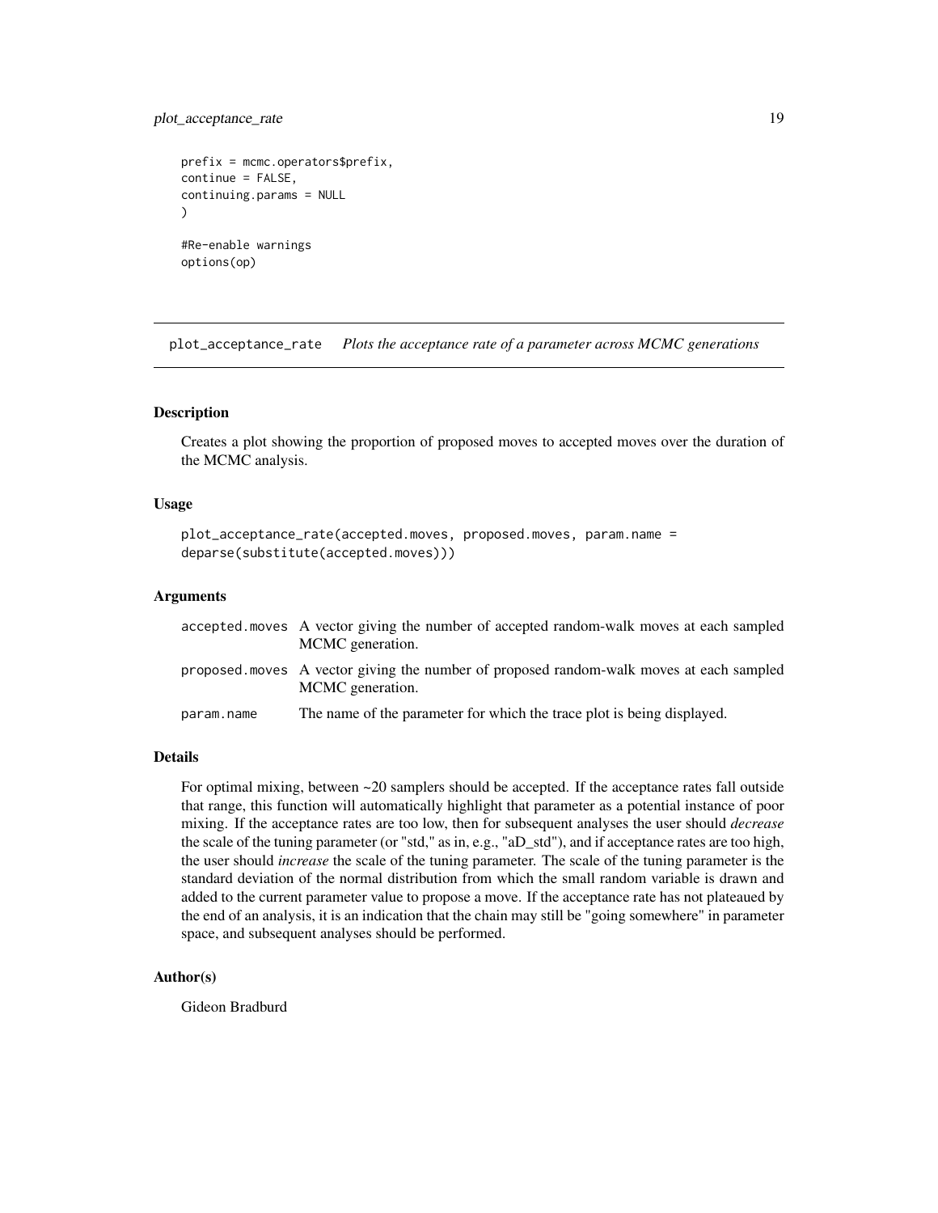```
prefix = mcmc.operators$prefix,
continue = FALSE,
continuing.params = NULL
)

#Re-enable warnings
options(op)
```

## plot_acceptance_rate *Plots the acceptance rate of a parameter across MCMC generations*

### Description

Creates a plot showing the proportion of proposed moves to accepted moves over the duration of the MCMC analysis.

### Usage

```
plot_acceptance_rate(accepted.moves, proposed.moves, param.name =
deparse(substitute(accepted.moves)))
```

### Arguments

| | |
|---|---|
| accepted.moves | A vector giving the number of accepted random-walk moves at each sampled MCMC generation. |
| proposed.moves | A vector giving the number of proposed random-walk moves at each sampled MCMC generation. |
| param.name | The name of the parameter for which the trace plot is being displayed. |

### Details

For optimal mixing, between ~20 samplers should be accepted. If the acceptance rates fall outside that range, this function will automatically highlight that parameter as a potential instance of poor mixing. If the acceptance rates are too low, then for subsequent analyses the user should *decrease* the scale of the tuning parameter (or "std," as in, e.g., "aD_std"), and if acceptance rates are too high, the user should *increase* the scale of the tuning parameter. The scale of the tuning parameter is the standard deviation of the normal distribution from which the small random variable is drawn and added to the current parameter value to propose a move. If the acceptance rate has not plateaued by the end of an analysis, it is an indication that the chain may still be "going somewhere" in parameter space, and subsequent analyses should be performed.

### Author(s)

Gideon Bradburd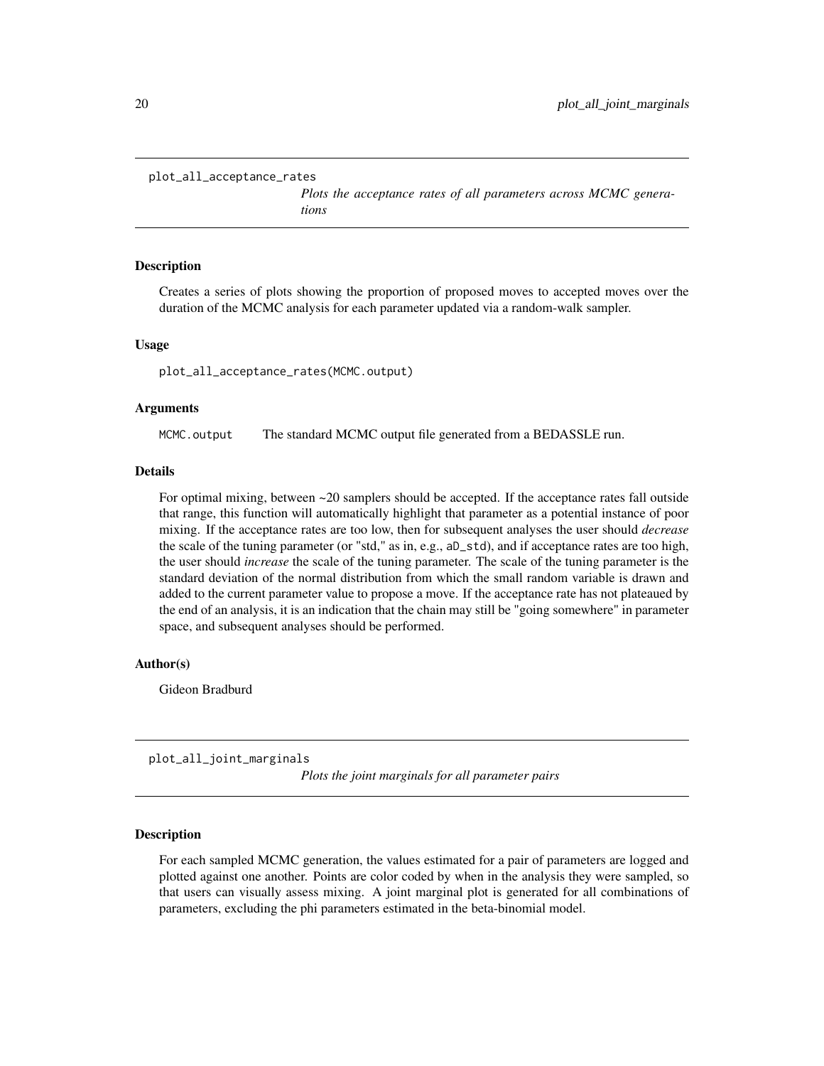## plot_all_acceptance_rates

*Plots the acceptance rates of all parameters across MCMC generations*

### Description

Creates a series of plots showing the proportion of proposed moves to accepted moves over the duration of the MCMC analysis for each parameter updated via a random-walk sampler.

### Usage

```
plot_all_acceptance_rates(MCMC.output)
```

### Arguments

| | |
|---|---|
| `MCMC.output` | The standard MCMC output file generated from a BEDASSLE run. |

### Details

For optimal mixing, between ~20 samplers should be accepted. If the acceptance rates fall outside that range, this function will automatically highlight that parameter as a potential instance of poor mixing. If the acceptance rates are too low, then for subsequent analyses the user should *decrease* the scale of the tuning parameter (or "std," as in, e.g., `aD_std`), and if acceptance rates are too high, the user should *increase* the scale of the tuning parameter. The scale of the tuning parameter is the standard deviation of the normal distribution from which the small random variable is drawn and added to the current parameter value to propose a move. If the acceptance rate has not plateaued by the end of an analysis, it is an indication that the chain may still be "going somewhere" in parameter space, and subsequent analyses should be performed.

### Author(s)

Gideon Bradburd

## plot_all_joint_marginals

*Plots the joint marginals for all parameter pairs*

### Description

For each sampled MCMC generation, the values estimated for a pair of parameters are logged and plotted against one another. Points are color coded by when in the analysis they were sampled, so that users can visually assess mixing. A joint marginal plot is generated for all combinations of parameters, excluding the phi parameters estimated in the beta-binomial model.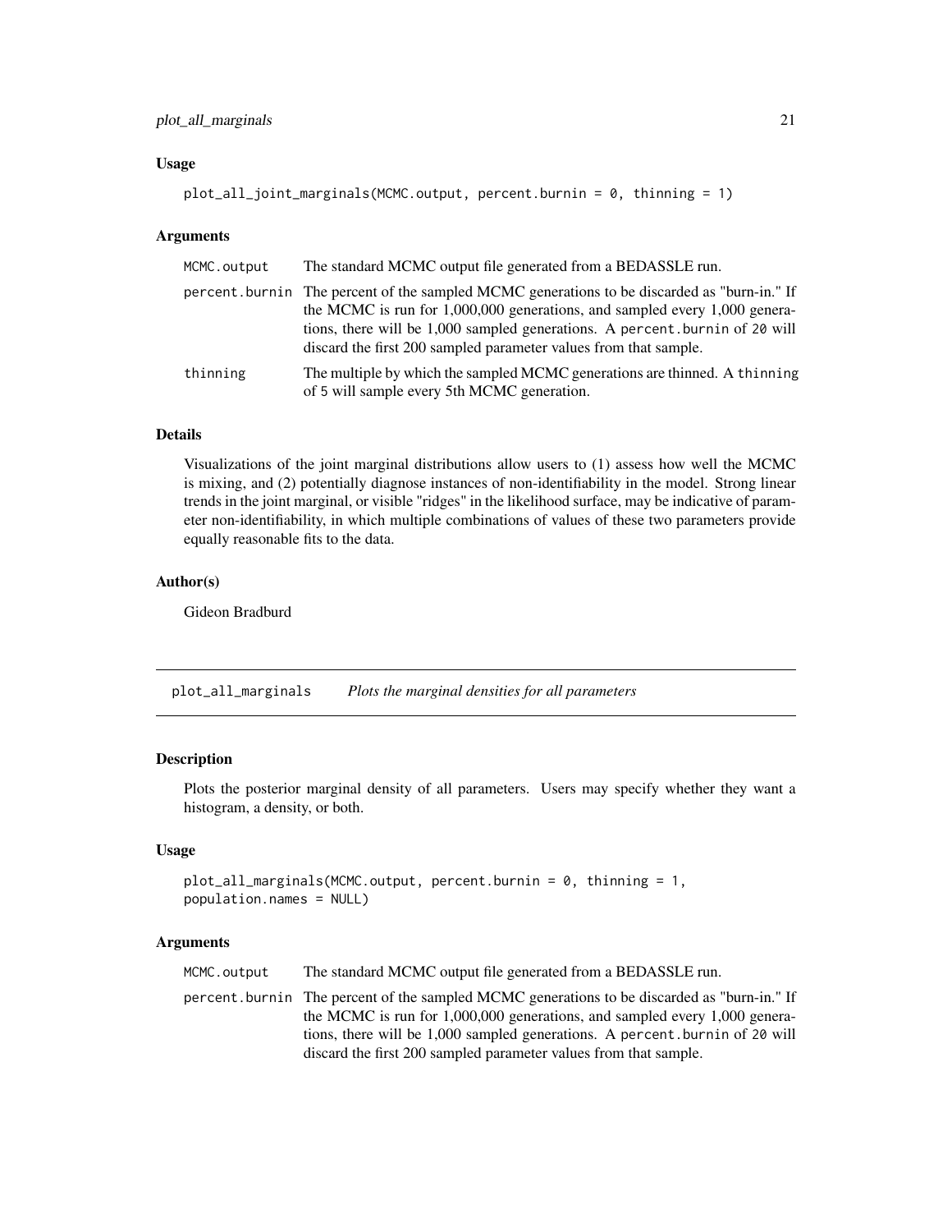### Usage

```
plot_all_joint_marginals(MCMC.output, percent.burnin = 0, thinning = 1)
```

### Arguments

| | |
|---|---|
| MCMC.output | The standard MCMC output file generated from a BEDASSLE run. |
| percent.burnin | The percent of the sampled MCMC generations to be discarded as "burn-in." If the MCMC is run for 1,000,000 generations, and sampled every 1,000 generations, there will be 1,000 sampled generations. A percent.burnin of 20 will discard the first 200 sampled parameter values from that sample. |
| thinning | The multiple by which the sampled MCMC generations are thinned. A thinning of 5 will sample every 5th MCMC generation. |

### Details

Visualizations of the joint marginal distributions allow users to (1) assess how well the MCMC is mixing, and (2) potentially diagnose instances of non-identifiability in the model. Strong linear trends in the joint marginal, or visible "ridges" in the likelihood surface, may be indicative of parameter non-identifiability, in which multiple combinations of values of these two parameters provide equally reasonable fits to the data.

### Author(s)

Gideon Bradburd

---

## plot_all_marginals &nbsp;&nbsp;&nbsp; *Plots the marginal densities for all parameters*

---

### Description

Plots the posterior marginal density of all parameters. Users may specify whether they want a histogram, a density, or both.

### Usage

```
plot_all_marginals(MCMC.output, percent.burnin = 0, thinning = 1,
population.names = NULL)
```

### Arguments

| | |
|---|---|
| MCMC.output | The standard MCMC output file generated from a BEDASSLE run. |
| percent.burnin | The percent of the sampled MCMC generations to be discarded as "burn-in." If the MCMC is run for 1,000,000 generations, and sampled every 1,000 generations, there will be 1,000 sampled generations. A percent.burnin of 20 will discard the first 200 sampled parameter values from that sample. |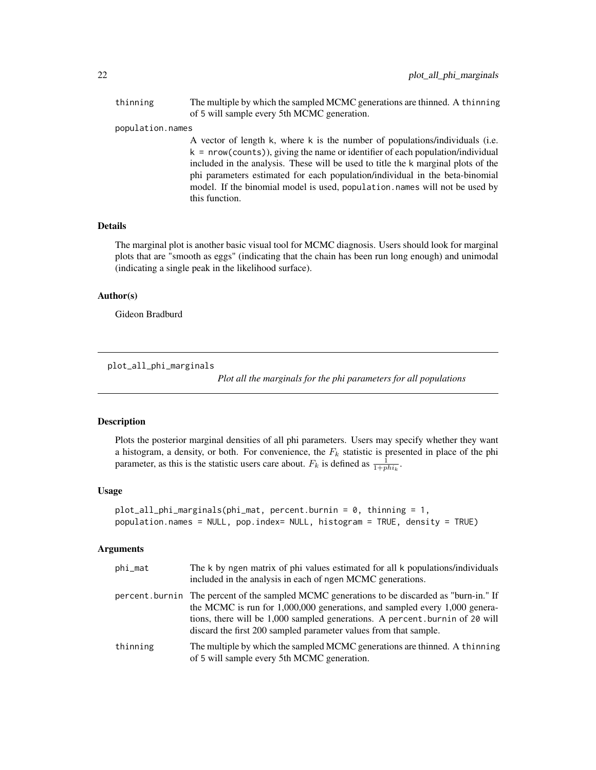| | |
|---|---|
| thinning | The multiple by which the sampled MCMC generations are thinned. A thinning of 5 will sample every 5th MCMC generation. |
| population.names | A vector of length k, where k is the number of populations/individuals (i.e. k = nrow(counts)), giving the name or identifier of each population/individual included in the analysis. These will be used to title the k marginal plots of the phi parameters estimated for each population/individual in the beta-binomial model. If the binomial model is used, population.names will not be used by this function. |

### Details

The marginal plot is another basic visual tool for MCMC diagnosis. Users should look for marginal plots that are "smooth as eggs" (indicating that the chain has been run long enough) and unimodal (indicating a single peak in the likelihood surface).

### Author(s)

Gideon Bradburd

---

## plot_all_phi_marginals

*Plot all the marginals for the phi parameters for all populations*

---

### Description

Plots the posterior marginal densities of all phi parameters. Users may specify whether they want a histogram, a density, or both. For convenience, the $F_k$ statistic is presented in place of the phi parameter, as this is the statistic users care about. $F_k$ is defined as $\frac{1}{1+phi_k}$.

### Usage

```
plot_all_phi_marginals(phi_mat, percent.burnin = 0, thinning = 1,
population.names = NULL, pop.index= NULL, histogram = TRUE, density = TRUE)
```

### Arguments

| | |
|---|---|
| phi_mat | The k by ngen matrix of phi values estimated for all k populations/individuals included in the analysis in each of ngen MCMC generations. |
| percent.burnin | The percent of the sampled MCMC generations to be discarded as "burn-in." If the MCMC is run for 1,000,000 generations, and sampled every 1,000 generations, there will be 1,000 sampled generations. A percent.burnin of 20 will discard the first 200 sampled parameter values from that sample. |
| thinning | The multiple by which the sampled MCMC generations are thinned. A thinning of 5 will sample every 5th MCMC generation. |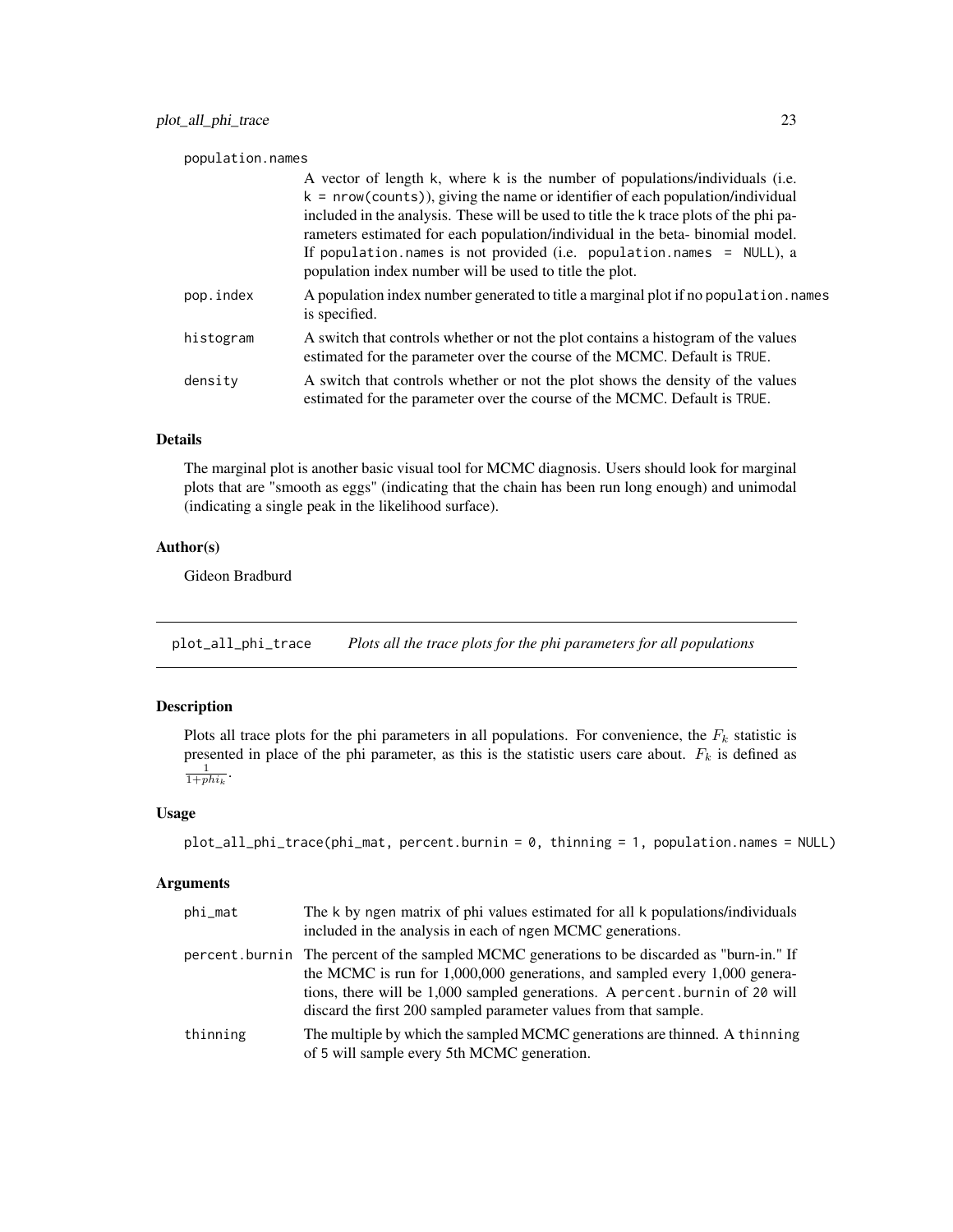population.names
: A vector of length k, where k is the number of populations/individuals (i.e. `k = nrow(counts)`), giving the name or identifier of each population/individual included in the analysis. These will be used to title the k trace plots of the phi parameters estimated for each population/individual in the beta- binomial model. If population.names is not provided (i.e. `population.names = NULL`), a population index number will be used to title the plot.

pop.index
: A population index number generated to title a marginal plot if no population.names is specified.

histogram
: A switch that controls whether or not the plot contains a histogram of the values estimated for the parameter over the course of the MCMC. Default is TRUE.

density
: A switch that controls whether or not the plot shows the density of the values estimated for the parameter over the course of the MCMC. Default is TRUE.

### Details

The marginal plot is another basic visual tool for MCMC diagnosis. Users should look for marginal plots that are "smooth as eggs" (indicating that the chain has been run long enough) and unimodal (indicating a single peak in the likelihood surface).

### Author(s)

Gideon Bradburd

---

## plot_all_phi_trace *Plots all the trace plots for the phi parameters for all populations*

---

### Description

Plots all trace plots for the phi parameters in all populations. For convenience, the $F_k$ statistic is presented in place of the phi parameter, as this is the statistic users care about. $F_k$ is defined as $\frac{1}{1+phi_k}$.

### Usage

```
plot_all_phi_trace(phi_mat, percent.burnin = 0, thinning = 1, population.names = NULL)
```

### Arguments

phi_mat
: The k by ngen matrix of phi values estimated for all k populations/individuals included in the analysis in each of ngen MCMC generations.

percent.burnin
: The percent of the sampled MCMC generations to be discarded as "burn-in." If the MCMC is run for 1,000,000 generations, and sampled every 1,000 generations, there will be 1,000 sampled generations. A percent.burnin of 20 will discard the first 200 sampled parameter values from that sample.

thinning
: The multiple by which the sampled MCMC generations are thinned. A thinning of 5 will sample every 5th MCMC generation.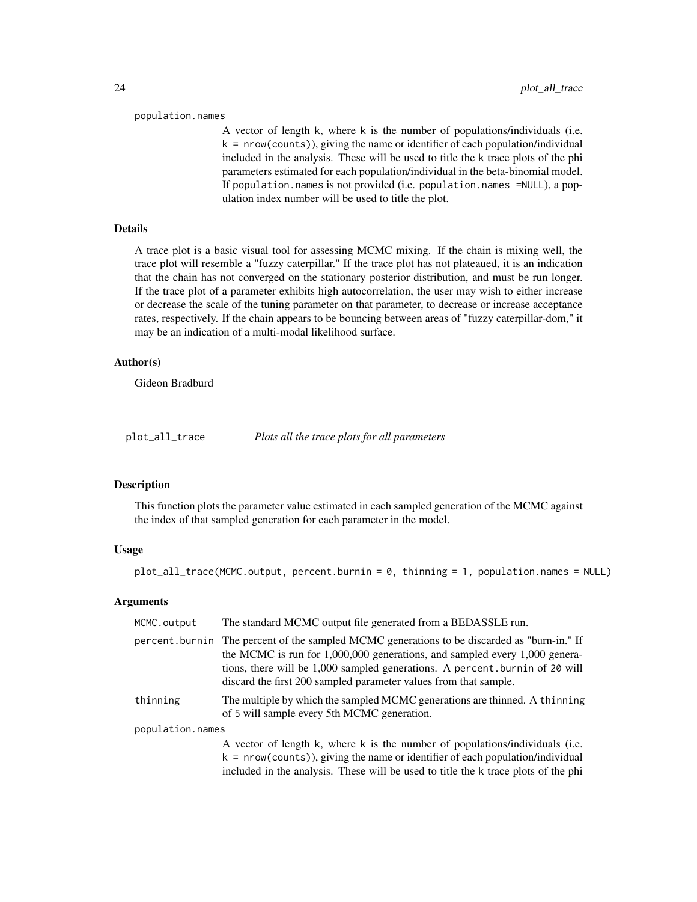population.names

A vector of length k, where k is the number of populations/individuals (i.e. k = nrow(counts)), giving the name or identifier of each population/individual included in the analysis. These will be used to title the k trace plots of the phi parameters estimated for each population/individual in the beta-binomial model. If population.names is not provided (i.e. population.names =NULL), a population index number will be used to title the plot.

### Details

A trace plot is a basic visual tool for assessing MCMC mixing. If the chain is mixing well, the trace plot will resemble a "fuzzy caterpillar." If the trace plot has not plateaued, it is an indication that the chain has not converged on the stationary posterior distribution, and must be run longer. If the trace plot of a parameter exhibits high autocorrelation, the user may wish to either increase or decrease the scale of the tuning parameter on that parameter, to decrease or increase acceptance rates, respectively. If the chain appears to be bouncing between areas of "fuzzy caterpillar-dom," it may be an indication of a multi-modal likelihood surface.

### Author(s)

Gideon Bradburd

---

## plot_all_trace — *Plots all the trace plots for all parameters*

### Description

This function plots the parameter value estimated in each sampled generation of the MCMC against the index of that sampled generation for each parameter in the model.

### Usage

```
plot_all_trace(MCMC.output, percent.burnin = 0, thinning = 1, population.names = NULL)
```

### Arguments

| | |
|---|---|
| MCMC.output | The standard MCMC output file generated from a BEDASSLE run. |
| percent.burnin | The percent of the sampled MCMC generations to be discarded as "burn-in." If the MCMC is run for 1,000,000 generations, and sampled every 1,000 generations, there will be 1,000 sampled generations. A percent.burnin of 20 will discard the first 200 sampled parameter values from that sample. |
| thinning | The multiple by which the sampled MCMC generations are thinned. A thinning of 5 will sample every 5th MCMC generation. |
| population.names | A vector of length k, where k is the number of populations/individuals (i.e. k = nrow(counts)), giving the name or identifier of each population/individual included in the analysis. These will be used to title the k trace plots of the phi |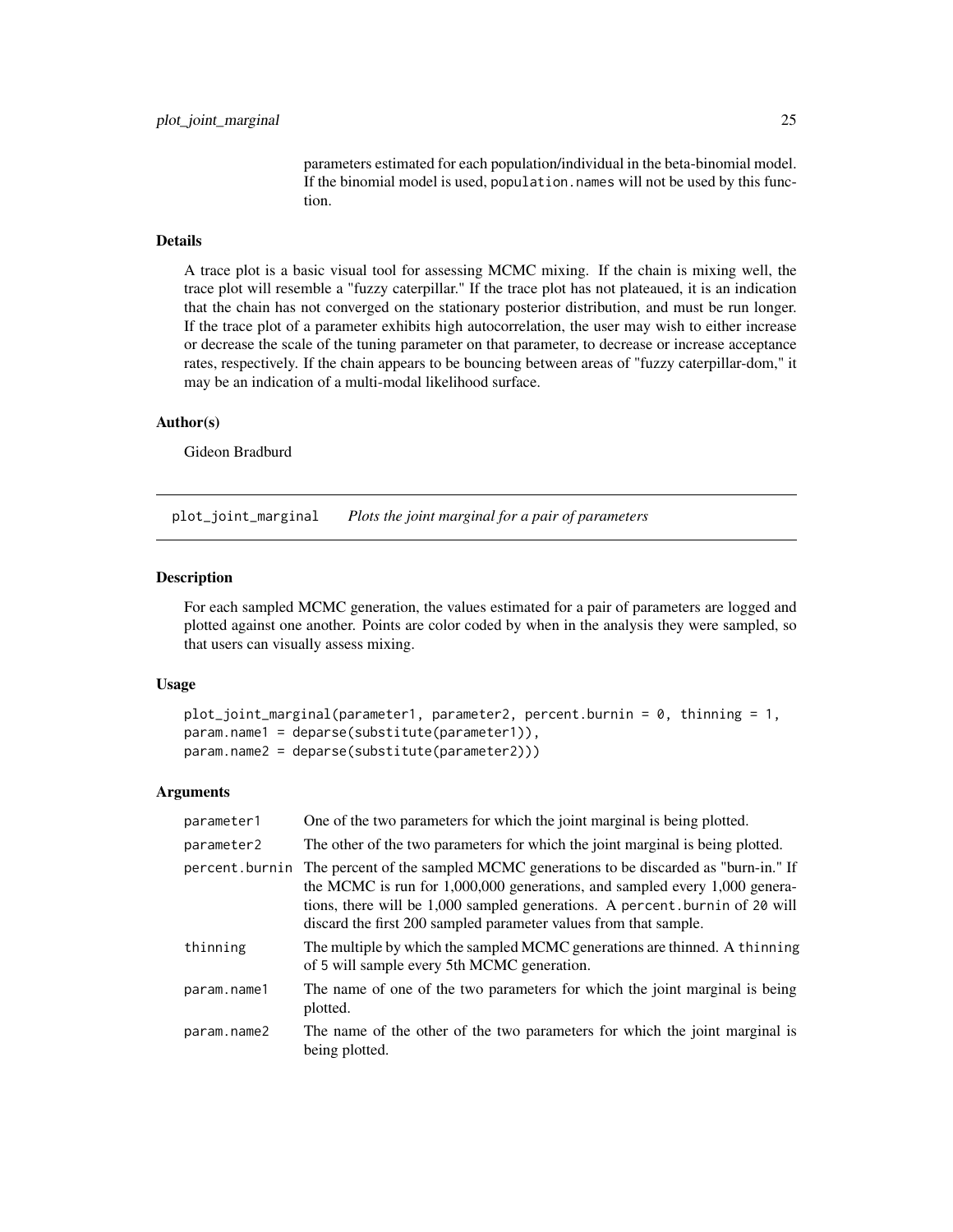parameters estimated for each population/individual in the beta-binomial model. If the binomial model is used, population.names will not be used by this function.

### Details

A trace plot is a basic visual tool for assessing MCMC mixing. If the chain is mixing well, the trace plot will resemble a "fuzzy caterpillar." If the trace plot has not plateaued, it is an indication that the chain has not converged on the stationary posterior distribution, and must be run longer. If the trace plot of a parameter exhibits high autocorrelation, the user may wish to either increase or decrease the scale of the tuning parameter on that parameter, to decrease or increase acceptance rates, respectively. If the chain appears to be bouncing between areas of "fuzzy caterpillar-dom," it may be an indication of a multi-modal likelihood surface.

### Author(s)

Gideon Bradburd

---

## plot_joint_marginal — *Plots the joint marginal for a pair of parameters*

### Description

For each sampled MCMC generation, the values estimated for a pair of parameters are logged and plotted against one another. Points are color coded by when in the analysis they were sampled, so that users can visually assess mixing.

### Usage

```
plot_joint_marginal(parameter1, parameter2, percent.burnin = 0, thinning = 1,
param.name1 = deparse(substitute(parameter1)),
param.name2 = deparse(substitute(parameter2)))
```

### Arguments

| | |
|---|---|
| parameter1 | One of the two parameters for which the joint marginal is being plotted. |
| parameter2 | The other of the two parameters for which the joint marginal is being plotted. |
| percent.burnin | The percent of the sampled MCMC generations to be discarded as "burn-in." If the MCMC is run for 1,000,000 generations, and sampled every 1,000 generations, there will be 1,000 sampled generations. A percent.burnin of 20 will discard the first 200 sampled parameter values from that sample. |
| thinning | The multiple by which the sampled MCMC generations are thinned. A thinning of 5 will sample every 5th MCMC generation. |
| param.name1 | The name of one of the two parameters for which the joint marginal is being plotted. |
| param.name2 | The name of the other of the two parameters for which the joint marginal is being plotted. |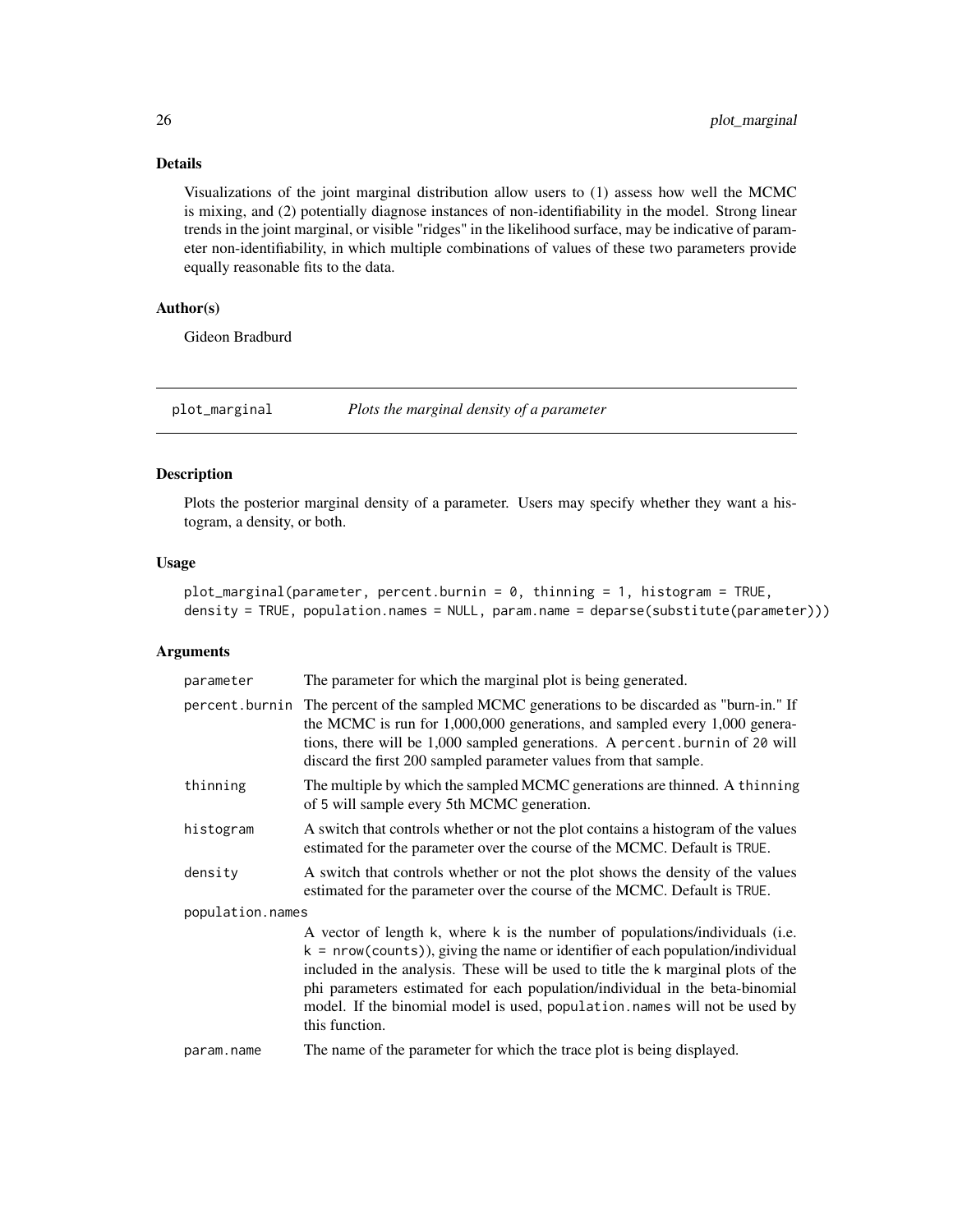## Details

Visualizations of the joint marginal distribution allow users to (1) assess how well the MCMC is mixing, and (2) potentially diagnose instances of non-identifiability in the model. Strong linear trends in the joint marginal, or visible "ridges" in the likelihood surface, may be indicative of parameter non-identifiability, in which multiple combinations of values of these two parameters provide equally reasonable fits to the data.

## Author(s)

Gideon Bradburd

---

# plot_marginal *Plots the marginal density of a parameter*

## Description

Plots the posterior marginal density of a parameter. Users may specify whether they want a histogram, a density, or both.

## Usage

```
plot_marginal(parameter, percent.burnin = 0, thinning = 1, histogram = TRUE,
density = TRUE, population.names = NULL, param.name = deparse(substitute(parameter)))
```

## Arguments

| | |
|---|---|
| parameter | The parameter for which the marginal plot is being generated. |
| percent.burnin | The percent of the sampled MCMC generations to be discarded as "burn-in." If the MCMC is run for 1,000,000 generations, and sampled every 1,000 generations, there will be 1,000 sampled generations. A percent.burnin of 20 will discard the first 200 sampled parameter values from that sample. |
| thinning | The multiple by which the sampled MCMC generations are thinned. A thinning of 5 will sample every 5th MCMC generation. |
| histogram | A switch that controls whether or not the plot contains a histogram of the values estimated for the parameter over the course of the MCMC. Default is TRUE. |
| density | A switch that controls whether or not the plot shows the density of the values estimated for the parameter over the course of the MCMC. Default is TRUE. |
| population.names | A vector of length k, where k is the number of populations/individuals (i.e. k = nrow(counts)), giving the name or identifier of each population/individual included in the analysis. These will be used to title the k marginal plots of the phi parameters estimated for each population/individual in the beta-binomial model. If the binomial model is used, population.names will not be used by this function. |
| param.name | The name of the parameter for which the trace plot is being displayed. |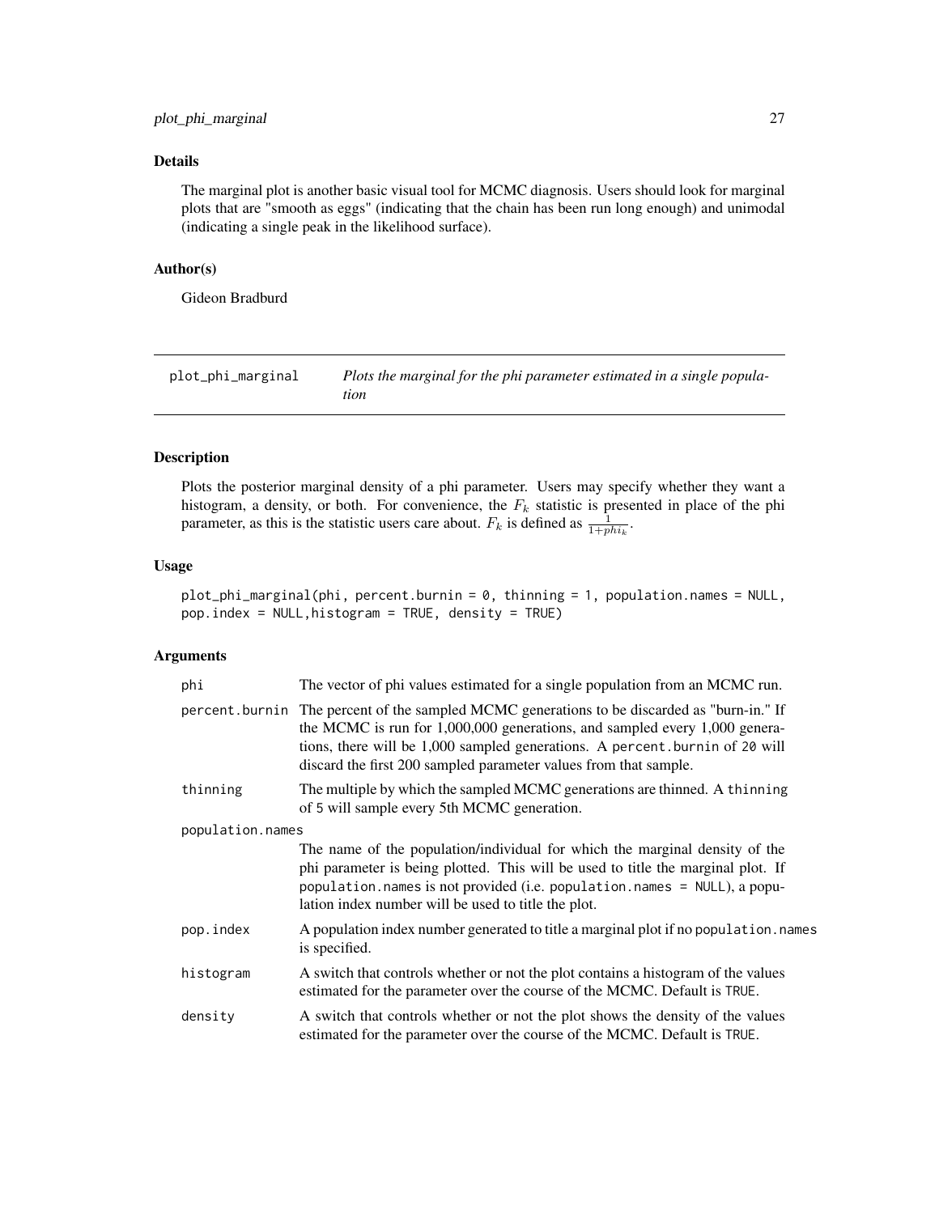### Details

The marginal plot is another basic visual tool for MCMC diagnosis. Users should look for marginal plots that are "smooth as eggs" (indicating that the chain has been run long enough) and unimodal (indicating a single peak in the likelihood surface).

### Author(s)

Gideon Bradburd

---

## plot_phi_marginal — *Plots the marginal for the phi parameter estimated in a single population*

---

### Description

Plots the posterior marginal density of a phi parameter. Users may specify whether they want a histogram, a density, or both. For convenience, the $F_k$ statistic is presented in place of the phi parameter, as this is the statistic users care about. $F_k$ is defined as $\frac{1}{1+phi_k}$.

### Usage

```
plot_phi_marginal(phi, percent.burnin = 0, thinning = 1, population.names = NULL,
pop.index = NULL,histogram = TRUE, density = TRUE)
```

### Arguments

| | |
|---|---|
| phi | The vector of phi values estimated for a single population from an MCMC run. |
| percent.burnin | The percent of the sampled MCMC generations to be discarded as "burn-in." If the MCMC is run for 1,000,000 generations, and sampled every 1,000 generations, there will be 1,000 sampled generations. A percent.burnin of 20 will discard the first 200 sampled parameter values from that sample. |
| thinning | The multiple by which the sampled MCMC generations are thinned. A thinning of 5 will sample every 5th MCMC generation. |
| population.names | The name of the population/individual for which the marginal density of the phi parameter is being plotted. This will be used to title the marginal plot. If population.names is not provided (i.e. population.names = NULL), a population index number will be used to title the plot. |
| pop.index | A population index number generated to title a marginal plot if no population.names is specified. |
| histogram | A switch that controls whether or not the plot contains a histogram of the values estimated for the parameter over the course of the MCMC. Default is TRUE. |
| density | A switch that controls whether or not the plot shows the density of the values estimated for the parameter over the course of the MCMC. Default is TRUE. |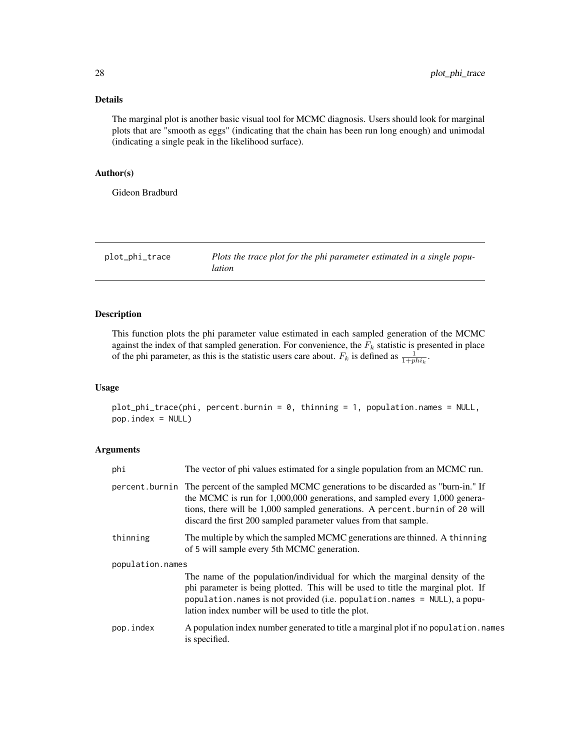### Details

The marginal plot is another basic visual tool for MCMC diagnosis. Users should look for marginal plots that are "smooth as eggs" (indicating that the chain has been run long enough) and unimodal (indicating a single peak in the likelihood surface).

### Author(s)

Gideon Bradburd

---

## plot_phi_trace — *Plots the trace plot for the phi parameter estimated in a single population*

### Description

This function plots the phi parameter value estimated in each sampled generation of the MCMC against the index of that sampled generation. For convenience, the $F_k$ statistic is presented in place of the phi parameter, as this is the statistic users care about. $F_k$ is defined as $\frac{1}{1+phi_k}$.

### Usage

```
plot_phi_trace(phi, percent.burnin = 0, thinning = 1, population.names = NULL,
pop.index = NULL)
```

### Arguments

| | |
|---|---|
| phi | The vector of phi values estimated for a single population from an MCMC run. |
| percent.burnin | The percent of the sampled MCMC generations to be discarded as "burn-in." If the MCMC is run for 1,000,000 generations, and sampled every 1,000 generations, there will be 1,000 sampled generations. A percent.burnin of 20 will discard the first 200 sampled parameter values from that sample. |
| thinning | The multiple by which the sampled MCMC generations are thinned. A thinning of 5 will sample every 5th MCMC generation. |
| population.names | The name of the population/individual for which the marginal density of the phi parameter is being plotted. This will be used to title the marginal plot. If population.names is not provided (i.e. population.names = NULL), a population index number will be used to title the plot. |
| pop.index | A population index number generated to title a marginal plot if no population.names is specified. |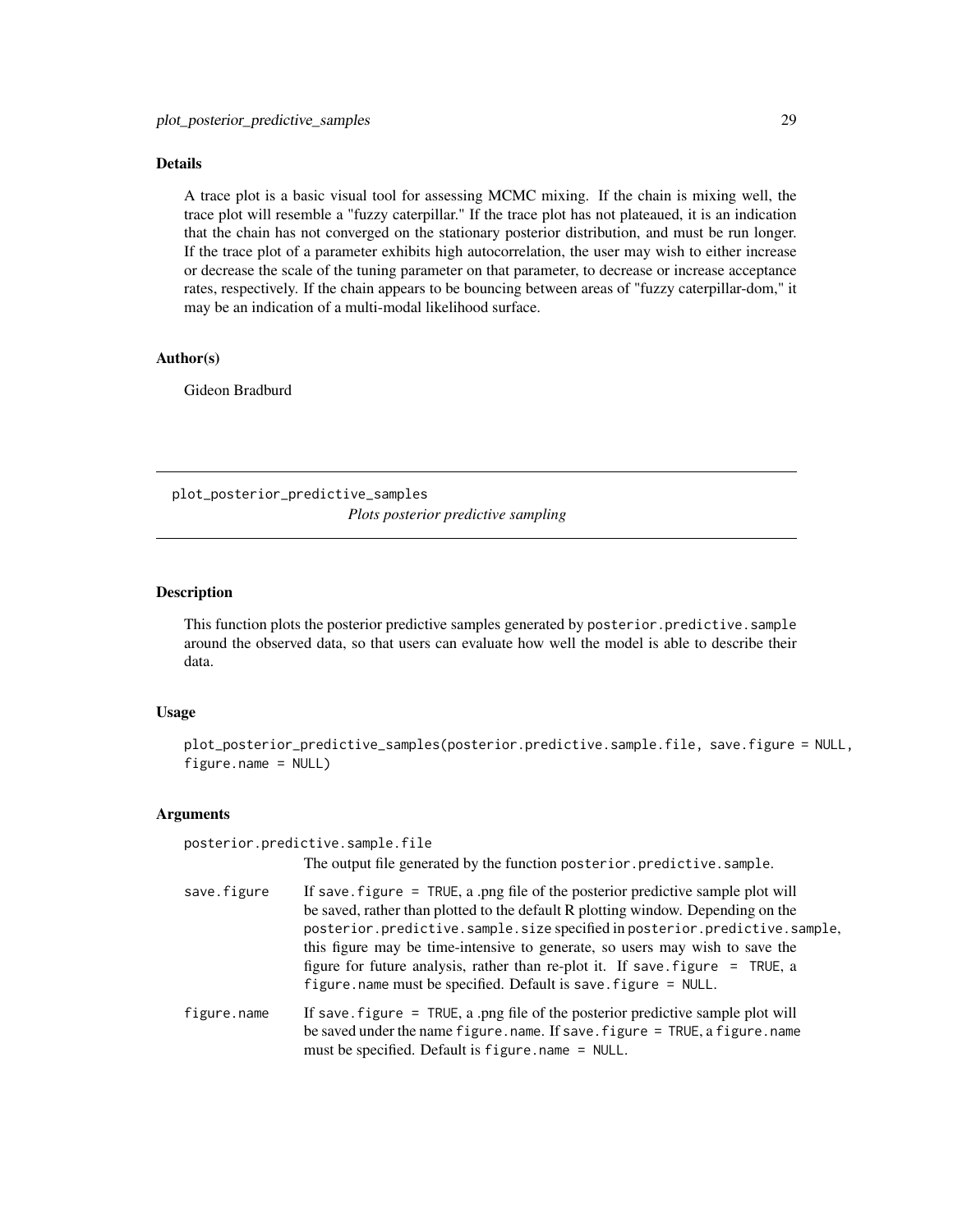## Details

A trace plot is a basic visual tool for assessing MCMC mixing. If the chain is mixing well, the trace plot will resemble a "fuzzy caterpillar." If the trace plot has not plateaued, it is an indication that the chain has not converged on the stationary posterior distribution, and must be run longer. If the trace plot of a parameter exhibits high autocorrelation, the user may wish to either increase or decrease the scale of the tuning parameter on that parameter, to decrease or increase acceptance rates, respectively. If the chain appears to be bouncing between areas of "fuzzy caterpillar-dom," it may be an indication of a multi-modal likelihood surface.

## Author(s)

Gideon Bradburd

---

# plot_posterior_predictive_samples

*Plots posterior predictive sampling*

---

## Description

This function plots the posterior predictive samples generated by `posterior.predictive.sample` around the observed data, so that users can evaluate how well the model is able to describe their data.

## Usage

```
plot_posterior_predictive_samples(posterior.predictive.sample.file, save.figure = NULL,
figure.name = NULL)
```

## Arguments

`posterior.predictive.sample.file`
: The output file generated by the function `posterior.predictive.sample`.

`save.figure`
: If `save.figure = TRUE`, a .png file of the posterior predictive sample plot will be saved, rather than plotted to the default R plotting window. Depending on the `posterior.predictive.sample.size` specified in `posterior.predictive.sample`, this figure may be time-intensive to generate, so users may wish to save the figure for future analysis, rather than re-plot it. If `save.figure = TRUE`, a `figure.name` must be specified. Default is `save.figure = NULL`.

`figure.name`
: If `save.figure = TRUE`, a .png file of the posterior predictive sample plot will be saved under the name `figure.name`. If `save.figure = TRUE`, a `figure.name` must be specified. Default is `figure.name = NULL`.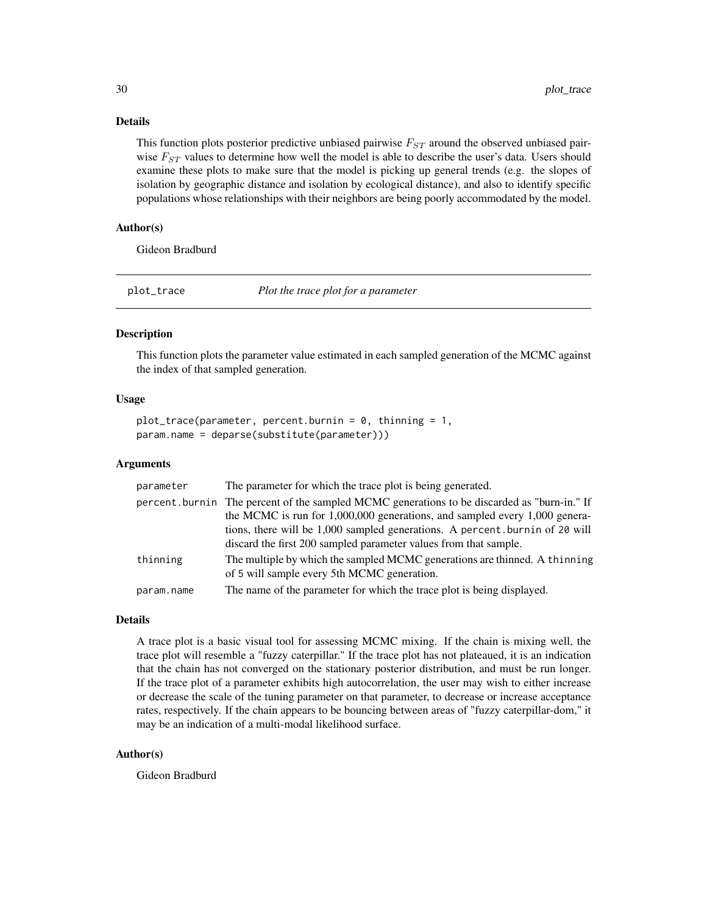### Details

This function plots posterior predictive unbiased pairwise $F_{ST}$ around the observed unbiased pairwise $F_{ST}$ values to determine how well the model is able to describe the user's data. Users should examine these plots to make sure that the model is picking up general trends (e.g. the slopes of isolation by geographic distance and isolation by ecological distance), and also to identify specific populations whose relationships with their neighbors are being poorly accommodated by the model.

### Author(s)

Gideon Bradburd

---

## plot_trace *Plot the trace plot for a parameter*

### Description

This function plots the parameter value estimated in each sampled generation of the MCMC against the index of that sampled generation.

### Usage

```
plot_trace(parameter, percent.burnin = 0, thinning = 1,
param.name = deparse(substitute(parameter)))
```

### Arguments

| | |
|---|---|
| parameter | The parameter for which the trace plot is being generated. |
| percent.burnin | The percent of the sampled MCMC generations to be discarded as "burn-in." If the MCMC is run for 1,000,000 generations, and sampled every 1,000 generations, there will be 1,000 sampled generations. A `percent.burnin` of `20` will discard the first 200 sampled parameter values from that sample. |
| thinning | The multiple by which the sampled MCMC generations are thinned. A `thinning` of `5` will sample every 5th MCMC generation. |
| param.name | The name of the parameter for which the trace plot is being displayed. |

### Details

A trace plot is a basic visual tool for assessing MCMC mixing. If the chain is mixing well, the trace plot will resemble a "fuzzy caterpillar." If the trace plot has not plateaued, it is an indication that the chain has not converged on the stationary posterior distribution, and must be run longer. If the trace plot of a parameter exhibits high autocorrelation, the user may wish to either increase or decrease the scale of the tuning parameter on that parameter, to decrease or increase acceptance rates, respectively. If the chain appears to be bouncing between areas of "fuzzy caterpillar-dom," it may be an indication of a multi-modal likelihood surface.

### Author(s)

Gideon Bradburd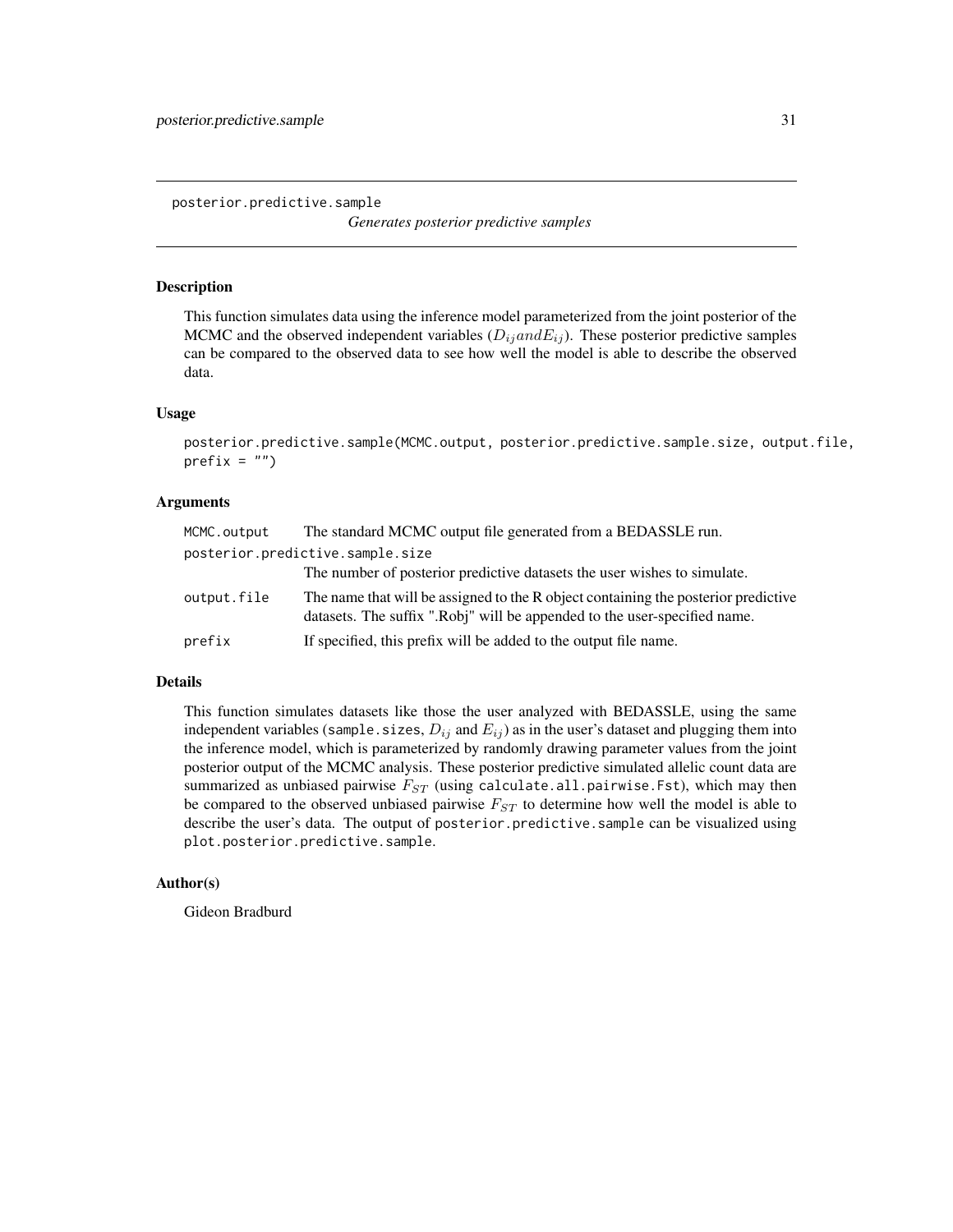posterior.predictive.sample &nbsp;&nbsp;&nbsp; *Generates posterior predictive samples*

## Description

This function simulates data using the inference model parameterized from the joint posterior of the MCMC and the observed independent variables ($D_{ij} and E_{ij}$). These posterior predictive samples can be compared to the observed data to see how well the model is able to describe the observed data.

## Usage

```
posterior.predictive.sample(MCMC.output, posterior.predictive.sample.size, output.file,
prefix = "")
```

## Arguments

| | |
|---|---|
| `MCMC.output` | The standard MCMC output file generated from a BEDASSLE run. |
| `posterior.predictive.sample.size` | The number of posterior predictive datasets the user wishes to simulate. |
| `output.file` | The name that will be assigned to the R object containing the posterior predictive datasets. The suffix ".Robj" will be appended to the user-specified name. |
| `prefix` | If specified, this prefix will be added to the output file name. |

## Details

This function simulates datasets like those the user analyzed with BEDASSLE, using the same independent variables (`sample.sizes`, $D_{ij}$ and $E_{ij}$) as in the user's dataset and plugging them into the inference model, which is parameterized by randomly drawing parameter values from the joint posterior output of the MCMC analysis. These posterior predictive simulated allelic count data are summarized as unbiased pairwise $F_{ST}$ (using `calculate.all.pairwise.Fst`), which may then be compared to the observed unbiased pairwise $F_{ST}$ to determine how well the model is able to describe the user's data. The output of `posterior.predictive.sample` can be visualized using `plot.posterior.predictive.sample`.

## Author(s)

Gideon Bradburd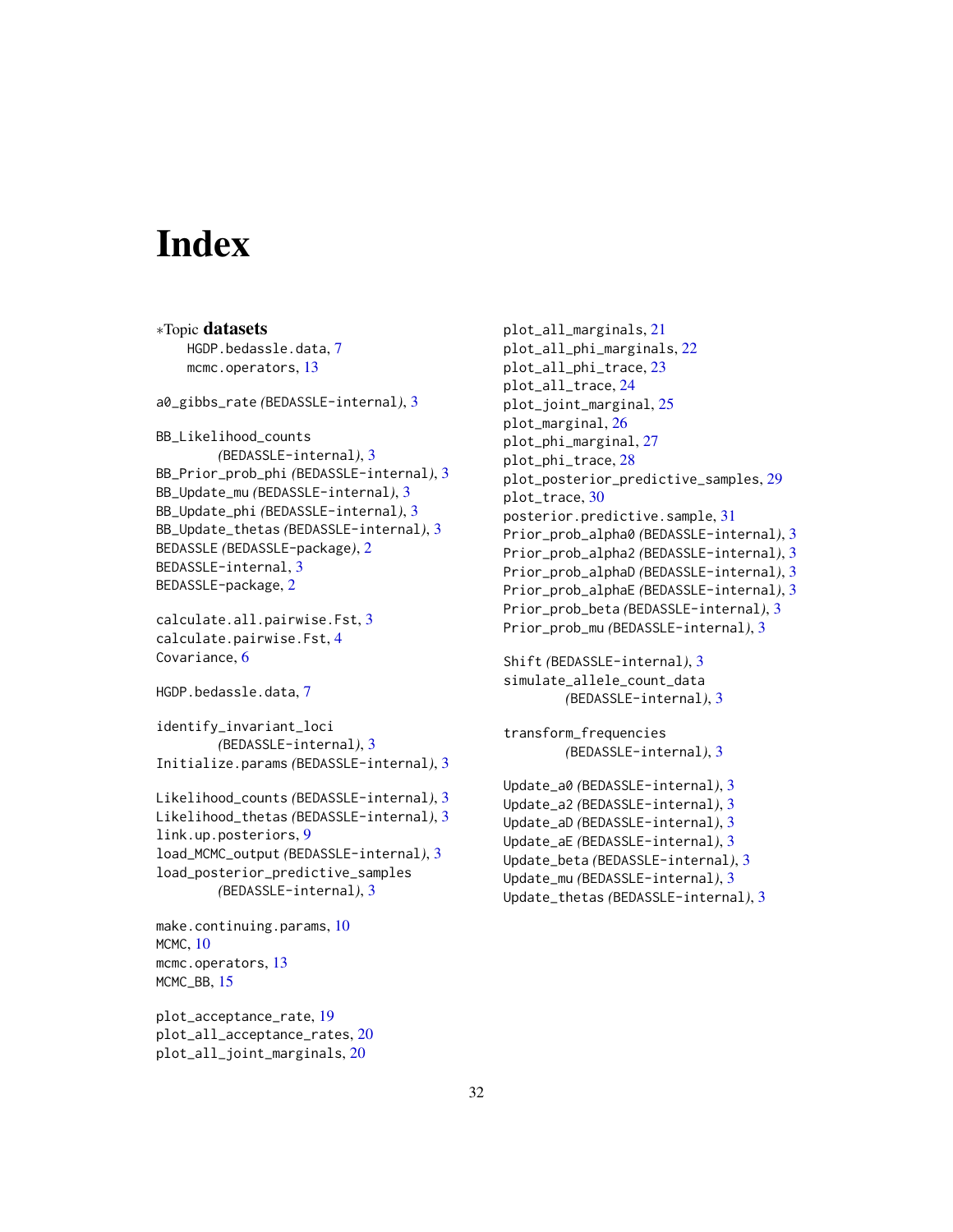# Index

∗Topic **datasets**
    HGDP.bedassle.data, 7
    mcmc.operators, 13

a0_gibbs_rate *(BEDASSLE-internal)*, 3

BB_Likelihood_counts *(BEDASSLE-internal)*, 3
BB_Prior_prob_phi *(BEDASSLE-internal)*, 3
BB_Update_mu *(BEDASSLE-internal)*, 3
BB_Update_phi *(BEDASSLE-internal)*, 3
BB_Update_thetas *(BEDASSLE-internal)*, 3
BEDASSLE *(BEDASSLE-package)*, 2
BEDASSLE-internal, 3
BEDASSLE-package, 2

calculate.all.pairwise.Fst, 3
calculate.pairwise.Fst, 4
Covariance, 6

HGDP.bedassle.data, 7

identify_invariant_loci *(BEDASSLE-internal)*, 3
Initialize.params *(BEDASSLE-internal)*, 3

Likelihood_counts *(BEDASSLE-internal)*, 3
Likelihood_thetas *(BEDASSLE-internal)*, 3
link.up.posteriors, 9
load_MCMC_output *(BEDASSLE-internal)*, 3
load_posterior_predictive_samples *(BEDASSLE-internal)*, 3

make.continuing.params, 10
MCMC, 10
mcmc.operators, 13
MCMC_BB, 15

plot_acceptance_rate, 19
plot_all_acceptance_rates, 20
plot_all_joint_marginals, 20
plot_all_marginals, 21
plot_all_phi_marginals, 22
plot_all_phi_trace, 23
plot_all_trace, 24
plot_joint_marginal, 25
plot_marginal, 26
plot_phi_marginal, 27
plot_phi_trace, 28
plot_posterior_predictive_samples, 29
plot_trace, 30
posterior.predictive.sample, 31
Prior_prob_alpha0 *(BEDASSLE-internal)*, 3
Prior_prob_alpha2 *(BEDASSLE-internal)*, 3
Prior_prob_alphaD *(BEDASSLE-internal)*, 3
Prior_prob_alphaE *(BEDASSLE-internal)*, 3
Prior_prob_beta *(BEDASSLE-internal)*, 3
Prior_prob_mu *(BEDASSLE-internal)*, 3

Shift *(BEDASSLE-internal)*, 3
simulate_allele_count_data *(BEDASSLE-internal)*, 3

transform_frequencies *(BEDASSLE-internal)*, 3

Update_a0 *(BEDASSLE-internal)*, 3
Update_a2 *(BEDASSLE-internal)*, 3
Update_aD *(BEDASSLE-internal)*, 3
Update_aE *(BEDASSLE-internal)*, 3
Update_beta *(BEDASSLE-internal)*, 3
Update_mu *(BEDASSLE-internal)*, 3
Update_thetas *(BEDASSLE-internal)*, 3